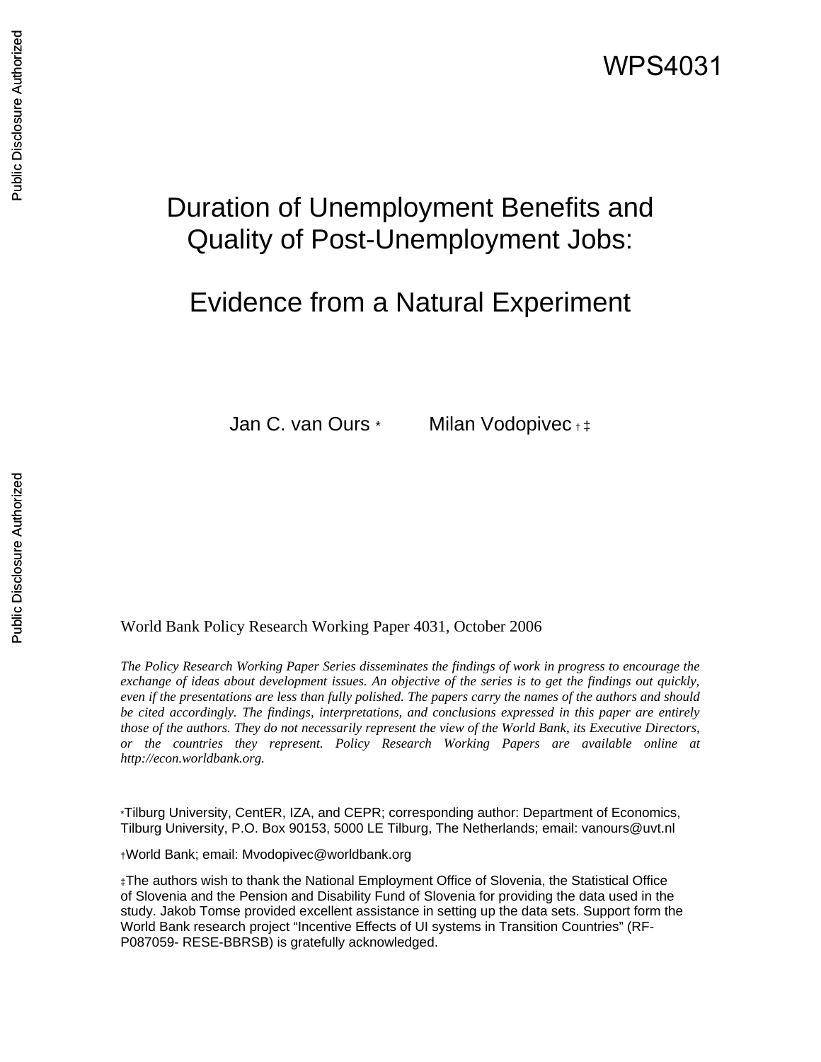WPS4031

# Duration of Unemployment Benefits and Quality of Post-Unemployment Jobs:

# Evidence from a Natural Experiment

Jan C. van Ours [*] Milan Vodopivec [†] [‡]

World Bank Policy Research Working Paper 4031, October 2006

*The Policy Research Working Paper Series disseminates the findings of work in progress to encourage the exchange of ideas about development issues. An objective of the series is to get the findings out quickly, even if the presentations are less than fully polished. The papers carry the names of the authors and should be cited accordingly. The findings, interpretations, and conclusions expressed in this paper are entirely those of the authors. They do not necessarily represent the view of the World Bank, its Executive Directors, or the countries they represent. Policy Research Working Papers are available online at http://econ.worldbank.org.*

[*] Tilburg University, CentER, IZA, and CEPR; corresponding author: Department of Economics, Tilburg University, P.O. Box 90153, 5000 LE Tilburg, The Netherlands; email: vanours@uvt.nl

[†] World Bank; email: Mvodopivec@worldbank.org

[‡] The authors wish to thank the National Employment Office of Slovenia, the Statistical Office of Slovenia and the Pension and Disability Fund of Slovenia for providing the data used in the study. Jakob Tomse provided excellent assistance in setting up the data sets. Support form the World Bank research project "Incentive Effects of UI systems in Transition Countries" (RF-P087059- RESE-BBRSB) is gratefully acknowledged.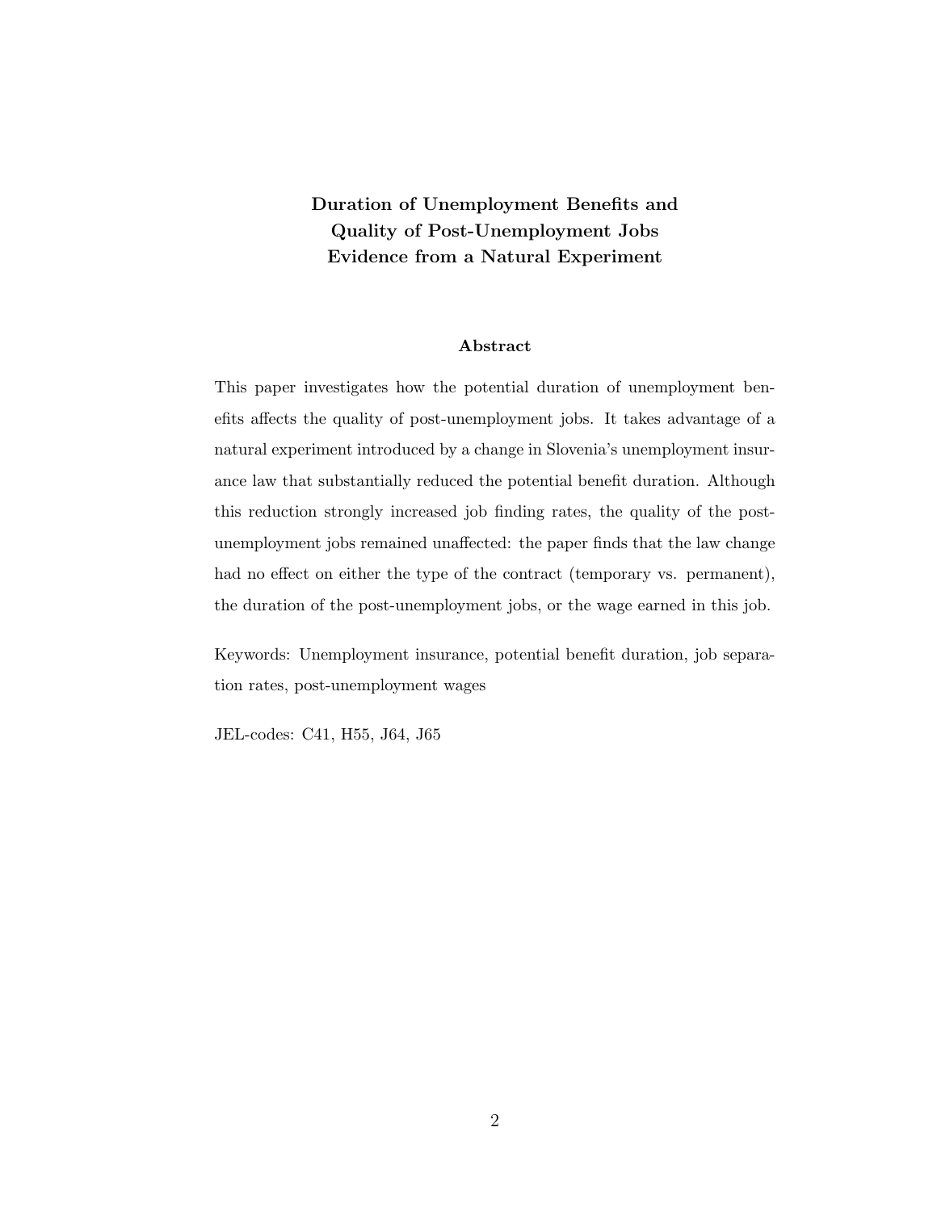# Duration of Unemployment Benefits and Quality of Post-Unemployment Jobs Evidence from a Natural Experiment

## Abstract

This paper investigates how the potential duration of unemployment benefits affects the quality of post-unemployment jobs. It takes advantage of a natural experiment introduced by a change in Slovenia's unemployment insurance law that substantially reduced the potential benefit duration. Although this reduction strongly increased job finding rates, the quality of the post-unemployment jobs remained unaffected: the paper finds that the law change had no effect on either the type of the contract (temporary vs. permanent), the duration of the post-unemployment jobs, or the wage earned in this job.

Keywords: Unemployment insurance, potential benefit duration, job separation rates, post-unemployment wages

JEL-codes: C41, H55, J64, J65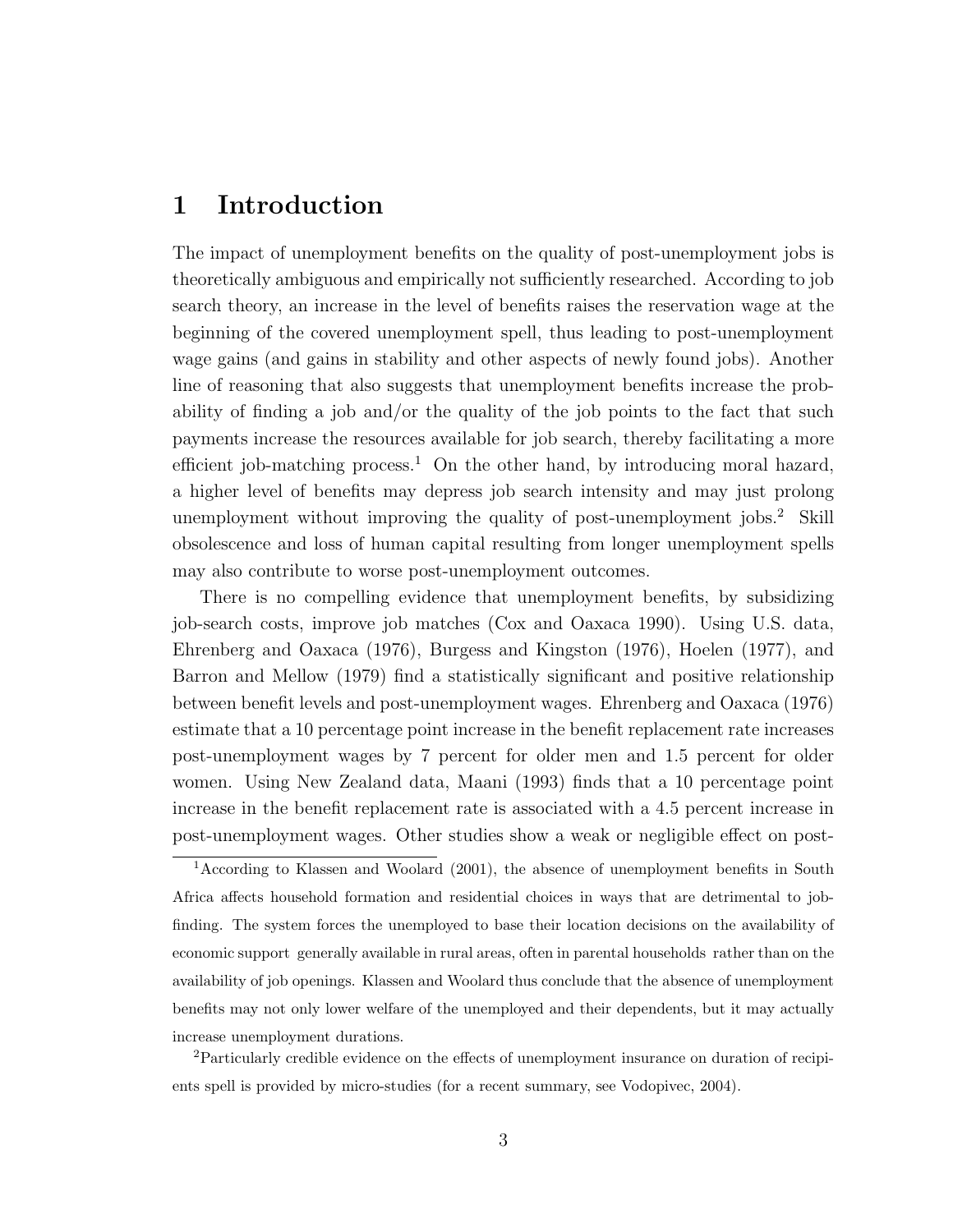# 1 Introduction

The impact of unemployment benefits on the quality of post-unemployment jobs is theoretically ambiguous and empirically not sufficiently researched. According to job search theory, an increase in the level of benefits raises the reservation wage at the beginning of the covered unemployment spell, thus leading to post-unemployment wage gains (and gains in stability and other aspects of newly found jobs). Another line of reasoning that also suggests that unemployment benefits increase the probability of finding a job and/or the quality of the job points to the fact that such payments increase the resources available for job search, thereby facilitating a more efficient job-matching process.[1] On the other hand, by introducing moral hazard, a higher level of benefits may depress job search intensity and may just prolong unemployment without improving the quality of post-unemployment jobs.[2] Skill obsolescence and loss of human capital resulting from longer unemployment spells may also contribute to worse post-unemployment outcomes.

There is no compelling evidence that unemployment benefits, by subsidizing job-search costs, improve job matches (Cox and Oaxaca 1990). Using U.S. data, Ehrenberg and Oaxaca (1976), Burgess and Kingston (1976), Hoelen (1977), and Barron and Mellow (1979) find a statistically significant and positive relationship between benefit levels and post-unemployment wages. Ehrenberg and Oaxaca (1976) estimate that a 10 percentage point increase in the benefit replacement rate increases post-unemployment wages by 7 percent for older men and 1.5 percent for older women. Using New Zealand data, Maani (1993) finds that a 10 percentage point increase in the benefit replacement rate is associated with a 4.5 percent increase in post-unemployment wages. Other studies show a weak or negligible effect on post-

[1] According to Klassen and Woolard (2001), the absence of unemployment benefits in South Africa affects household formation and residential choices in ways that are detrimental to job-finding. The system forces the unemployed to base their location decisions on the availability of economic support generally available in rural areas, often in parental households rather than on the availability of job openings. Klassen and Woolard thus conclude that the absence of unemployment benefits may not only lower welfare of the unemployed and their dependents, but it may actually increase unemployment durations.

[2] Particularly credible evidence on the effects of unemployment insurance on duration of recipients spell is provided by micro-studies (for a recent summary, see Vodopivec, 2004).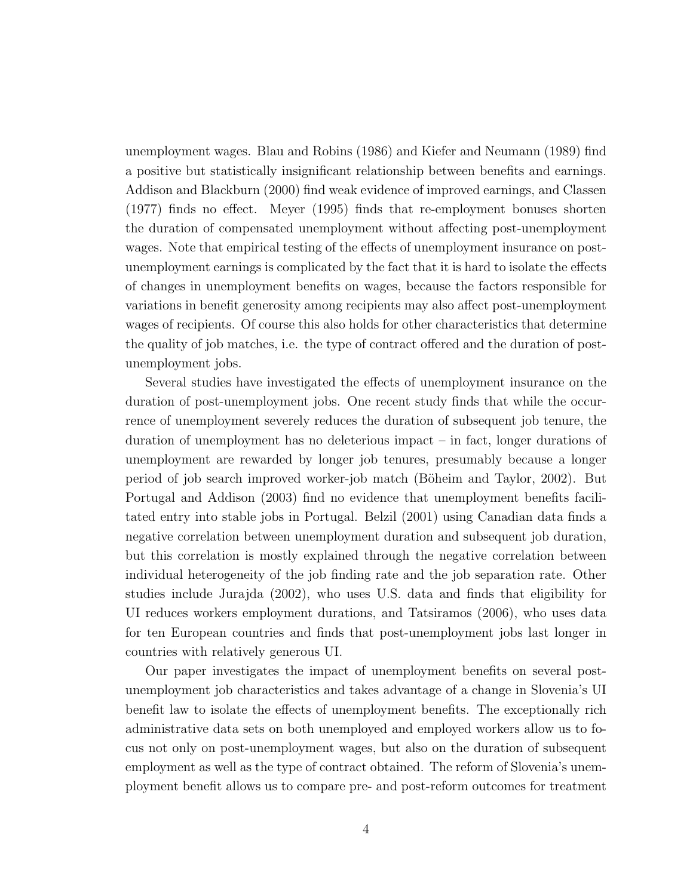unemployment wages. Blau and Robins (1986) and Kiefer and Neumann (1989) find a positive but statistically insignificant relationship between benefits and earnings. Addison and Blackburn (2000) find weak evidence of improved earnings, and Classen (1977) finds no effect. Meyer (1995) finds that re-employment bonuses shorten the duration of compensated unemployment without affecting post-unemployment wages. Note that empirical testing of the effects of unemployment insurance on post-unemployment earnings is complicated by the fact that it is hard to isolate the effects of changes in unemployment benefits on wages, because the factors responsible for variations in benefit generosity among recipients may also affect post-unemployment wages of recipients. Of course this also holds for other characteristics that determine the quality of job matches, i.e. the type of contract offered and the duration of post-unemployment jobs.

Several studies have investigated the effects of unemployment insurance on the duration of post-unemployment jobs. One recent study finds that while the occurrence of unemployment severely reduces the duration of subsequent job tenure, the duration of unemployment has no deleterious impact – in fact, longer durations of unemployment are rewarded by longer job tenures, presumably because a longer period of job search improved worker-job match (Böheim and Taylor, 2002). But Portugal and Addison (2003) find no evidence that unemployment benefits facilitated entry into stable jobs in Portugal. Belzil (2001) using Canadian data finds a negative correlation between unemployment duration and subsequent job duration, but this correlation is mostly explained through the negative correlation between individual heterogeneity of the job finding rate and the job separation rate. Other studies include Jurajda (2002), who uses U.S. data and finds that eligibility for UI reduces workers employment durations, and Tatsiramos (2006), who uses data for ten European countries and finds that post-unemployment jobs last longer in countries with relatively generous UI.

Our paper investigates the impact of unemployment benefits on several post-unemployment job characteristics and takes advantage of a change in Slovenia's UI benefit law to isolate the effects of unemployment benefits. The exceptionally rich administrative data sets on both unemployed and employed workers allow us to focus not only on post-unemployment wages, but also on the duration of subsequent employment as well as the type of contract obtained. The reform of Slovenia's unemployment benefit allows us to compare pre- and post-reform outcomes for treatment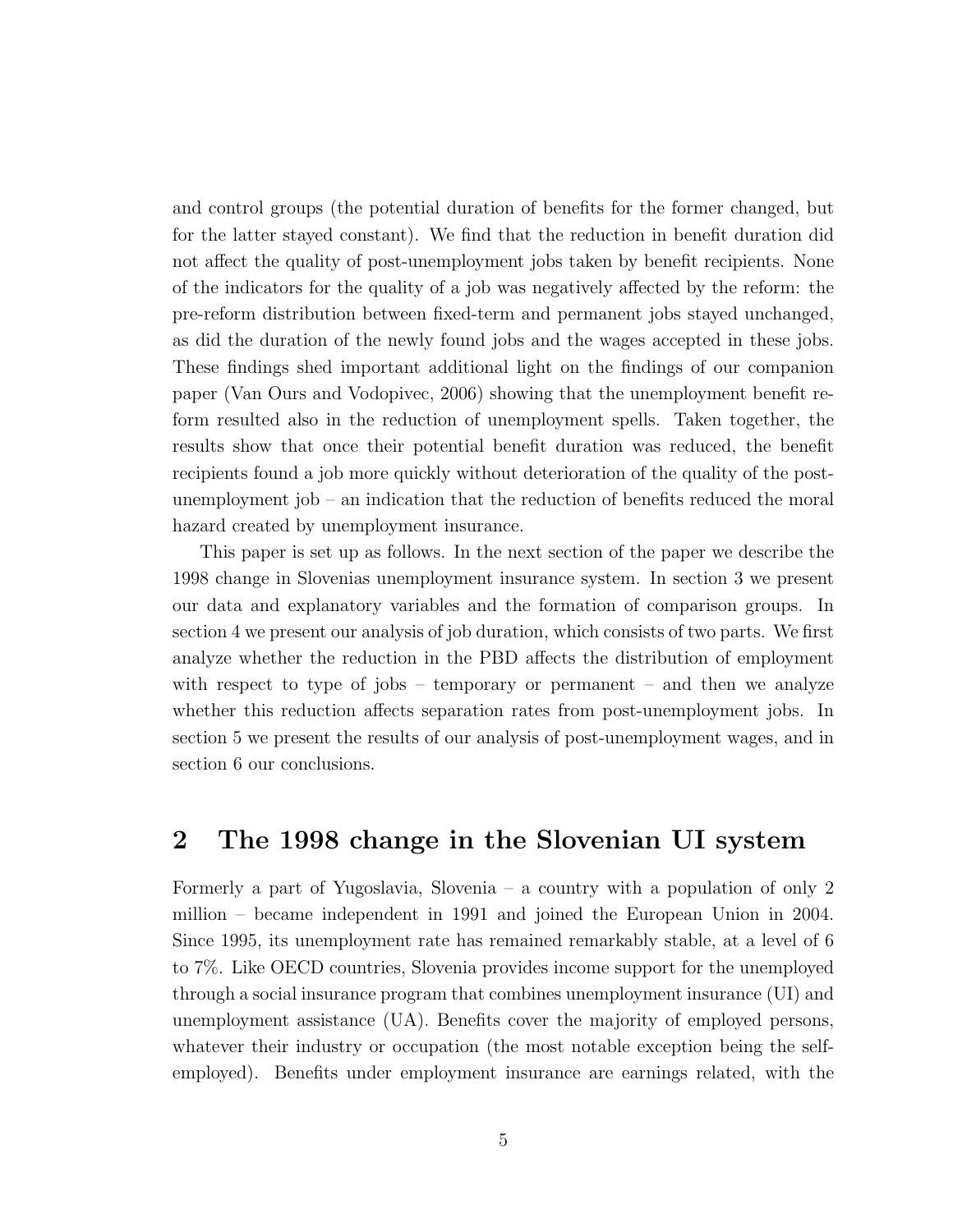and control groups (the potential duration of benefits for the former changed, but for the latter stayed constant). We find that the reduction in benefit duration did not affect the quality of post-unemployment jobs taken by benefit recipients. None of the indicators for the quality of a job was negatively affected by the reform: the pre-reform distribution between fixed-term and permanent jobs stayed unchanged, as did the duration of the newly found jobs and the wages accepted in these jobs. These findings shed important additional light on the findings of our companion paper (Van Ours and Vodopivec, 2006) showing that the unemployment benefit reform resulted also in the reduction of unemployment spells. Taken together, the results show that once their potential benefit duration was reduced, the benefit recipients found a job more quickly without deterioration of the quality of the post-unemployment job – an indication that the reduction of benefits reduced the moral hazard created by unemployment insurance.

This paper is set up as follows. In the next section of the paper we describe the 1998 change in Slovenias unemployment insurance system. In section 3 we present our data and explanatory variables and the formation of comparison groups. In section 4 we present our analysis of job duration, which consists of two parts. We first analyze whether the reduction in the PBD affects the distribution of employment with respect to type of jobs – temporary or permanent – and then we analyze whether this reduction affects separation rates from post-unemployment jobs. In section 5 we present the results of our analysis of post-unemployment wages, and in section 6 our conclusions.

## 2 The 1998 change in the Slovenian UI system

Formerly a part of Yugoslavia, Slovenia – a country with a population of only 2 million – became independent in 1991 and joined the European Union in 2004. Since 1995, its unemployment rate has remained remarkably stable, at a level of 6 to 7%. Like OECD countries, Slovenia provides income support for the unemployed through a social insurance program that combines unemployment insurance (UI) and unemployment assistance (UA). Benefits cover the majority of employed persons, whatever their industry or occupation (the most notable exception being the self-employed). Benefits under employment insurance are earnings related, with the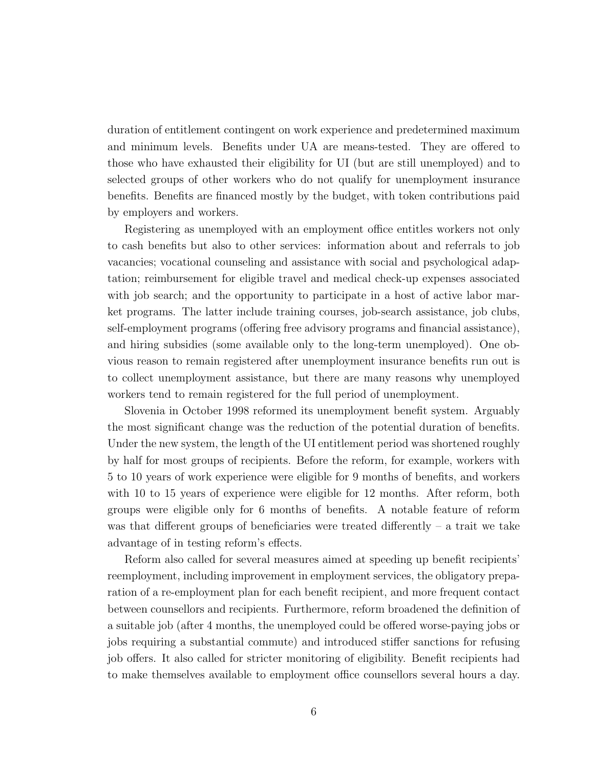duration of entitlement contingent on work experience and predetermined maximum and minimum levels. Benefits under UA are means-tested. They are offered to those who have exhausted their eligibility for UI (but are still unemployed) and to selected groups of other workers who do not qualify for unemployment insurance benefits. Benefits are financed mostly by the budget, with token contributions paid by employers and workers.

Registering as unemployed with an employment office entitles workers not only to cash benefits but also to other services: information about and referrals to job vacancies; vocational counseling and assistance with social and psychological adaptation; reimbursement for eligible travel and medical check-up expenses associated with job search; and the opportunity to participate in a host of active labor market programs. The latter include training courses, job-search assistance, job clubs, self-employment programs (offering free advisory programs and financial assistance), and hiring subsidies (some available only to the long-term unemployed). One obvious reason to remain registered after unemployment insurance benefits run out is to collect unemployment assistance, but there are many reasons why unemployed workers tend to remain registered for the full period of unemployment.

Slovenia in October 1998 reformed its unemployment benefit system. Arguably the most significant change was the reduction of the potential duration of benefits. Under the new system, the length of the UI entitlement period was shortened roughly by half for most groups of recipients. Before the reform, for example, workers with 5 to 10 years of work experience were eligible for 9 months of benefits, and workers with 10 to 15 years of experience were eligible for 12 months. After reform, both groups were eligible only for 6 months of benefits. A notable feature of reform was that different groups of beneficiaries were treated differently – a trait we take advantage of in testing reform's effects.

Reform also called for several measures aimed at speeding up benefit recipients' reemployment, including improvement in employment services, the obligatory preparation of a re-employment plan for each benefit recipient, and more frequent contact between counsellors and recipients. Furthermore, reform broadened the definition of a suitable job (after 4 months, the unemployed could be offered worse-paying jobs or jobs requiring a substantial commute) and introduced stiffer sanctions for refusing job offers. It also called for stricter monitoring of eligibility. Benefit recipients had to make themselves available to employment office counsellors several hours a day.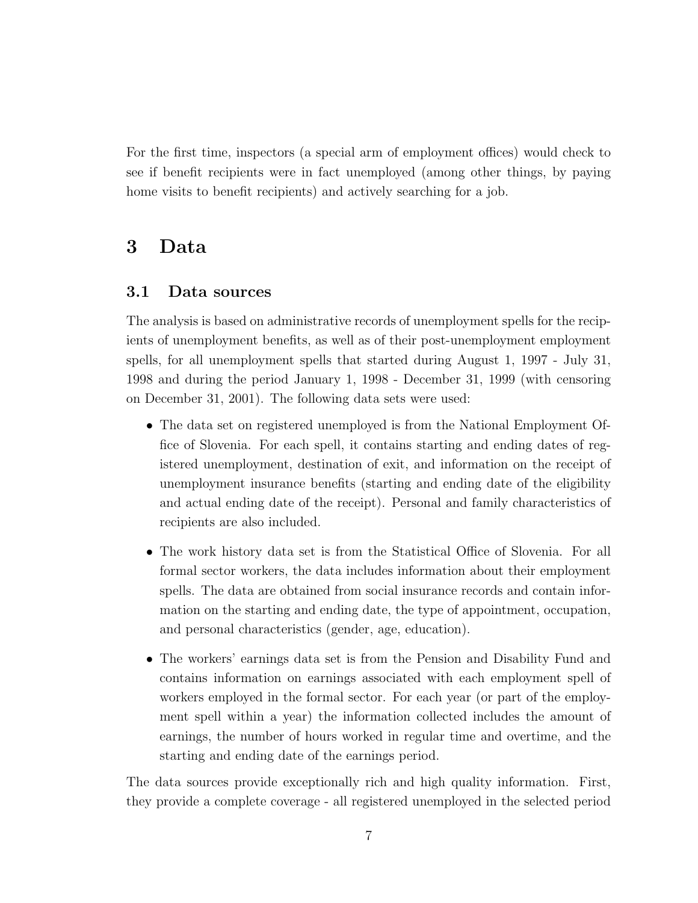For the first time, inspectors (a special arm of employment offices) would check to see if benefit recipients were in fact unemployed (among other things, by paying home visits to benefit recipients) and actively searching for a job.

# 3 Data

## 3.1 Data sources

The analysis is based on administrative records of unemployment spells for the recipients of unemployment benefits, as well as of their post-unemployment employment spells, for all unemployment spells that started during August 1, 1997 - July 31, 1998 and during the period January 1, 1998 - December 31, 1999 (with censoring on December 31, 2001). The following data sets were used:

- The data set on registered unemployed is from the National Employment Office of Slovenia. For each spell, it contains starting and ending dates of registered unemployment, destination of exit, and information on the receipt of unemployment insurance benefits (starting and ending date of the eligibility and actual ending date of the receipt). Personal and family characteristics of recipients are also included.
- The work history data set is from the Statistical Office of Slovenia. For all formal sector workers, the data includes information about their employment spells. The data are obtained from social insurance records and contain information on the starting and ending date, the type of appointment, occupation, and personal characteristics (gender, age, education).
- The workers' earnings data set is from the Pension and Disability Fund and contains information on earnings associated with each employment spell of workers employed in the formal sector. For each year (or part of the employment spell within a year) the information collected includes the amount of earnings, the number of hours worked in regular time and overtime, and the starting and ending date of the earnings period.

The data sources provide exceptionally rich and high quality information. First, they provide a complete coverage - all registered unemployed in the selected period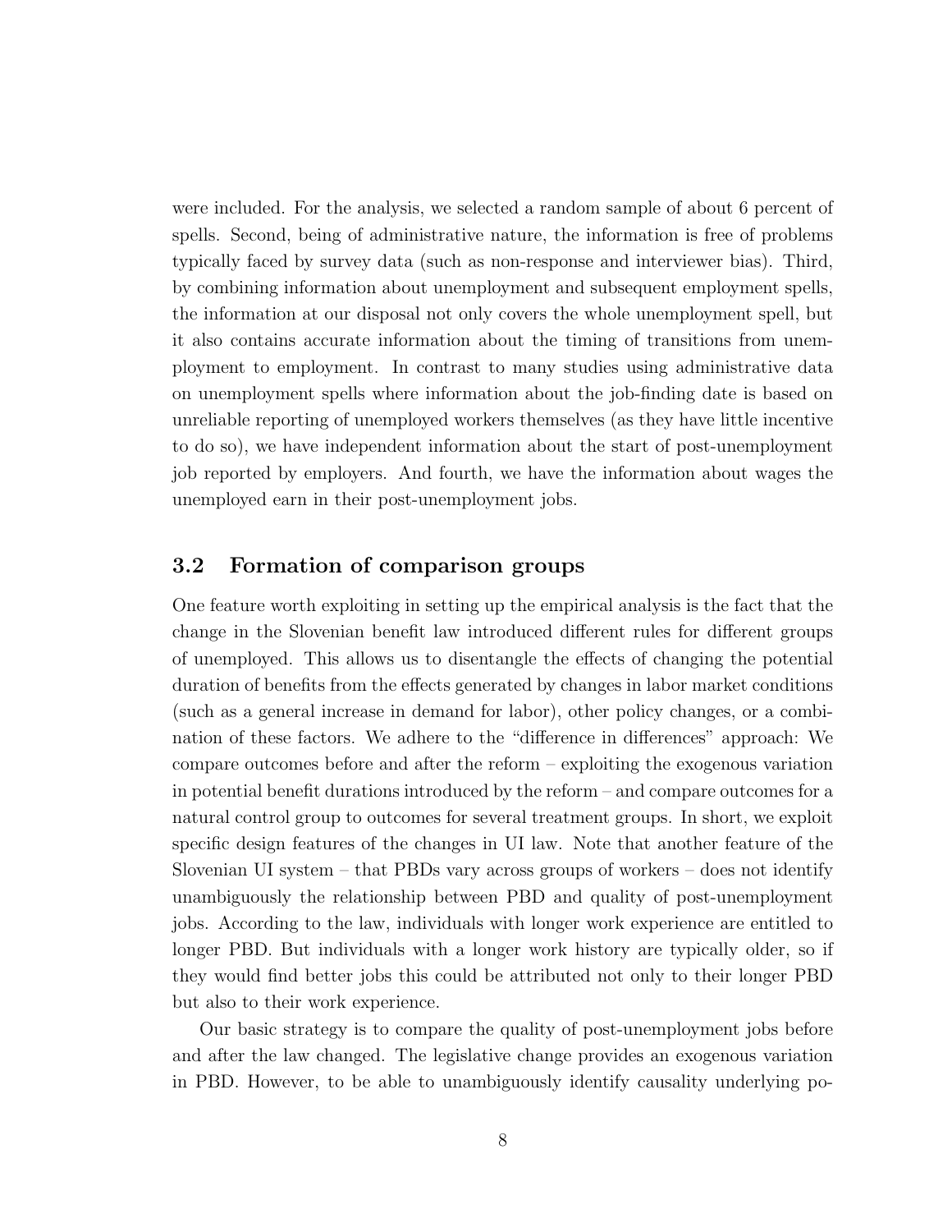were included. For the analysis, we selected a random sample of about 6 percent of spells. Second, being of administrative nature, the information is free of problems typically faced by survey data (such as non-response and interviewer bias). Third, by combining information about unemployment and subsequent employment spells, the information at our disposal not only covers the whole unemployment spell, but it also contains accurate information about the timing of transitions from unemployment to employment. In contrast to many studies using administrative data on unemployment spells where information about the job-finding date is based on unreliable reporting of unemployed workers themselves (as they have little incentive to do so), we have independent information about the start of post-unemployment job reported by employers. And fourth, we have the information about wages the unemployed earn in their post-unemployment jobs.

### 3.2 Formation of comparison groups

One feature worth exploiting in setting up the empirical analysis is the fact that the change in the Slovenian benefit law introduced different rules for different groups of unemployed. This allows us to disentangle the effects of changing the potential duration of benefits from the effects generated by changes in labor market conditions (such as a general increase in demand for labor), other policy changes, or a combination of these factors. We adhere to the "difference in differences" approach: We compare outcomes before and after the reform – exploiting the exogenous variation in potential benefit durations introduced by the reform – and compare outcomes for a natural control group to outcomes for several treatment groups. In short, we exploit specific design features of the changes in UI law. Note that another feature of the Slovenian UI system – that PBDs vary across groups of workers – does not identify unambiguously the relationship between PBD and quality of post-unemployment jobs. According to the law, individuals with longer work experience are entitled to longer PBD. But individuals with a longer work history are typically older, so if they would find better jobs this could be attributed not only to their longer PBD but also to their work experience.

Our basic strategy is to compare the quality of post-unemployment jobs before and after the law changed. The legislative change provides an exogenous variation in PBD. However, to be able to unambiguously identify causality underlying po-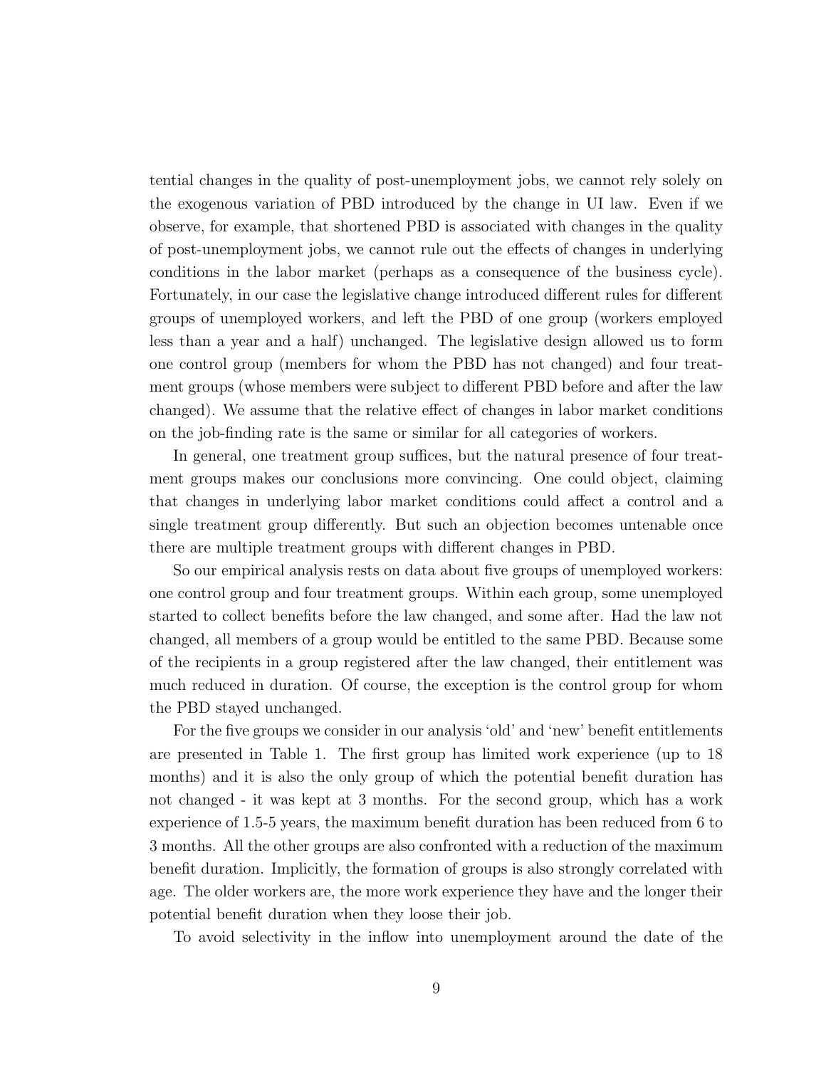tential changes in the quality of post-unemployment jobs, we cannot rely solely on the exogenous variation of PBD introduced by the change in UI law. Even if we observe, for example, that shortened PBD is associated with changes in the quality of post-unemployment jobs, we cannot rule out the effects of changes in underlying conditions in the labor market (perhaps as a consequence of the business cycle). Fortunately, in our case the legislative change introduced different rules for different groups of unemployed workers, and left the PBD of one group (workers employed less than a year and a half) unchanged. The legislative design allowed us to form one control group (members for whom the PBD has not changed) and four treatment groups (whose members were subject to different PBD before and after the law changed). We assume that the relative effect of changes in labor market conditions on the job-finding rate is the same or similar for all categories of workers.

In general, one treatment group suffices, but the natural presence of four treatment groups makes our conclusions more convincing. One could object, claiming that changes in underlying labor market conditions could affect a control and a single treatment group differently. But such an objection becomes untenable once there are multiple treatment groups with different changes in PBD.

So our empirical analysis rests on data about five groups of unemployed workers: one control group and four treatment groups. Within each group, some unemployed started to collect benefits before the law changed, and some after. Had the law not changed, all members of a group would be entitled to the same PBD. Because some of the recipients in a group registered after the law changed, their entitlement was much reduced in duration. Of course, the exception is the control group for whom the PBD stayed unchanged.

For the five groups we consider in our analysis 'old' and 'new' benefit entitlements are presented in Table 1. The first group has limited work experience (up to 18 months) and it is also the only group of which the potential benefit duration has not changed - it was kept at 3 months. For the second group, which has a work experience of 1.5-5 years, the maximum benefit duration has been reduced from 6 to 3 months. All the other groups are also confronted with a reduction of the maximum benefit duration. Implicitly, the formation of groups is also strongly correlated with age. The older workers are, the more work experience they have and the longer their potential benefit duration when they loose their job.

To avoid selectivity in the inflow into unemployment around the date of the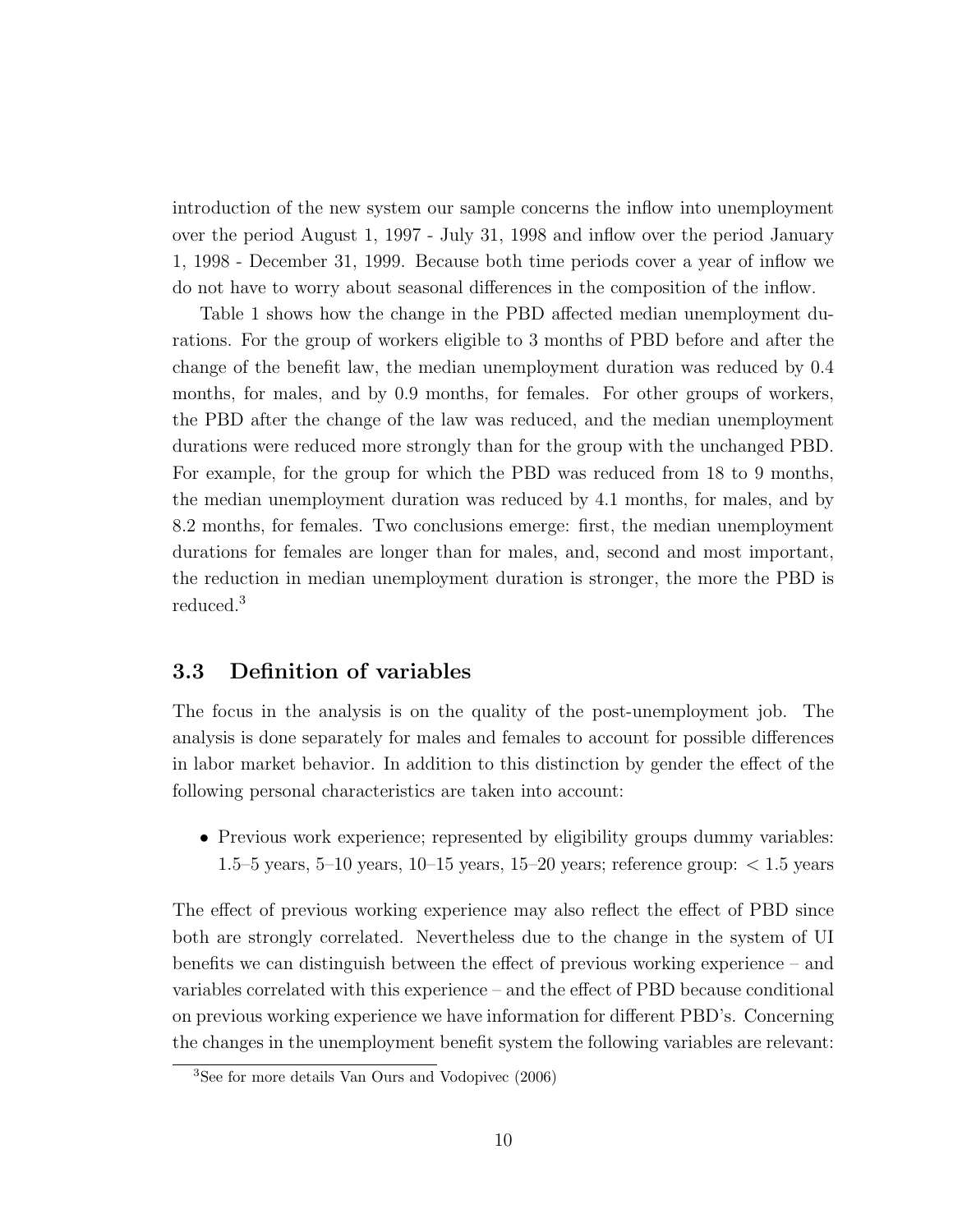introduction of the new system our sample concerns the inflow into unemployment over the period August 1, 1997 - July 31, 1998 and inflow over the period January 1, 1998 - December 31, 1999. Because both time periods cover a year of inflow we do not have to worry about seasonal differences in the composition of the inflow.

Table 1 shows how the change in the PBD affected median unemployment durations. For the group of workers eligible to 3 months of PBD before and after the change of the benefit law, the median unemployment duration was reduced by 0.4 months, for males, and by 0.9 months, for females. For other groups of workers, the PBD after the change of the law was reduced, and the median unemployment durations were reduced more strongly than for the group with the unchanged PBD. For example, for the group for which the PBD was reduced from 18 to 9 months, the median unemployment duration was reduced by 4.1 months, for males, and by 8.2 months, for females. Two conclusions emerge: first, the median unemployment durations for females are longer than for males, and, second and most important, the reduction in median unemployment duration is stronger, the more the PBD is reduced.[3]

### 3.3 Definition of variables

The focus in the analysis is on the quality of the post-unemployment job. The analysis is done separately for males and females to account for possible differences in labor market behavior. In addition to this distinction by gender the effect of the following personal characteristics are taken into account:

- Previous work experience; represented by eligibility groups dummy variables: 1.5–5 years, 5–10 years, 10–15 years, 15–20 years; reference group: < 1.5 years

The effect of previous working experience may also reflect the effect of PBD since both are strongly correlated. Nevertheless due to the change in the system of UI benefits we can distinguish between the effect of previous working experience – and variables correlated with this experience – and the effect of PBD because conditional on previous working experience we have information for different PBD's. Concerning the changes in the unemployment benefit system the following variables are relevant:

[3]See for more details Van Ours and Vodopivec (2006)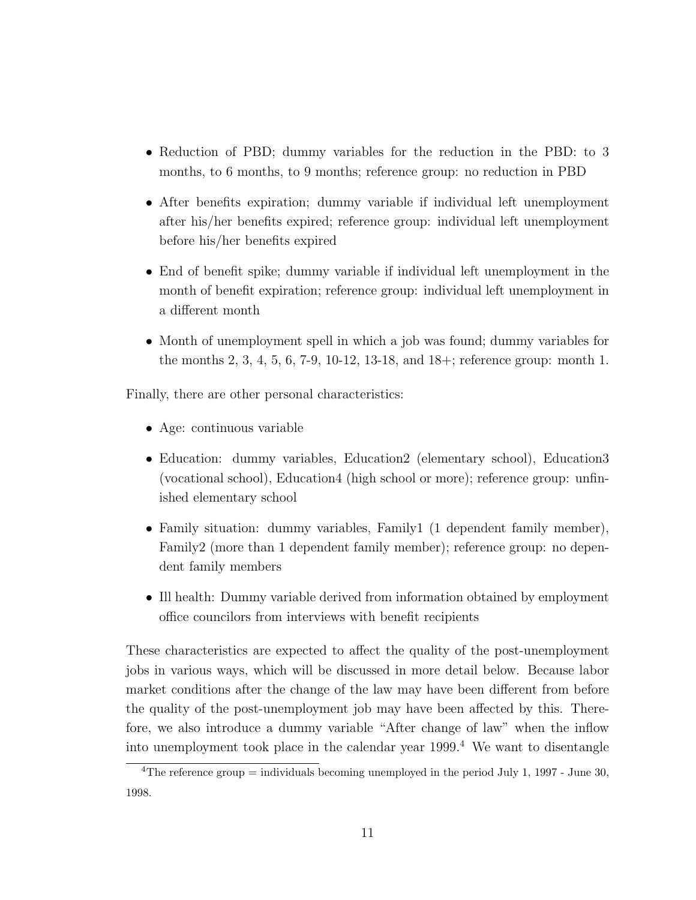- Reduction of PBD; dummy variables for the reduction in the PBD: to 3 months, to 6 months, to 9 months; reference group: no reduction in PBD
- After benefits expiration; dummy variable if individual left unemployment after his/her benefits expired; reference group: individual left unemployment before his/her benefits expired
- End of benefit spike; dummy variable if individual left unemployment in the month of benefit expiration; reference group: individual left unemployment in a different month
- Month of unemployment spell in which a job was found; dummy variables for the months 2, 3, 4, 5, 6, 7-9, 10-12, 13-18, and 18+; reference group: month 1.

Finally, there are other personal characteristics:

- Age: continuous variable
- Education: dummy variables, Education2 (elementary school), Education3 (vocational school), Education4 (high school or more); reference group: unfinished elementary school
- Family situation: dummy variables, Family1 (1 dependent family member), Family2 (more than 1 dependent family member); reference group: no dependent family members
- Ill health: Dummy variable derived from information obtained by employment office councilors from interviews with benefit recipients

These characteristics are expected to affect the quality of the post-unemployment jobs in various ways, which will be discussed in more detail below. Because labor market conditions after the change of the law may have been different from before the quality of the post-unemployment job may have been affected by this. Therefore, we also introduce a dummy variable "After change of law" when the inflow into unemployment took place in the calendar year 1999.[4] We want to disentangle

[4]The reference group = individuals becoming unemployed in the period July 1, 1997 - June 30, 1998.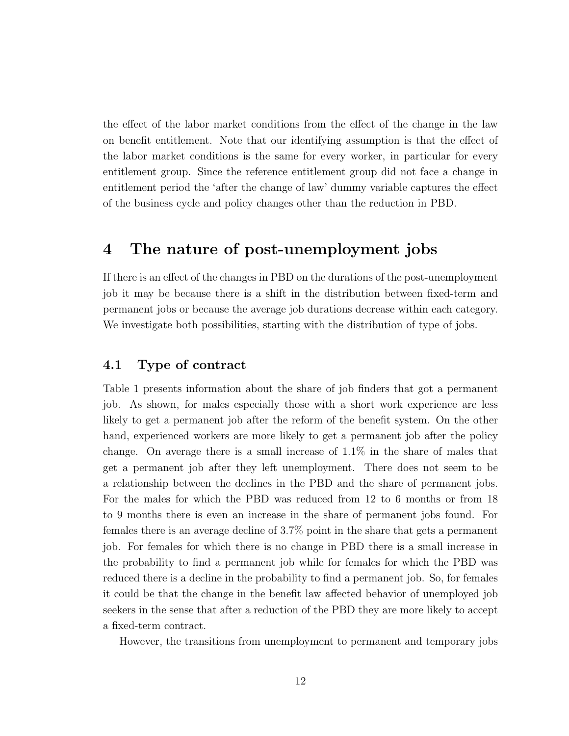the effect of the labor market conditions from the effect of the change in the law on benefit entitlement. Note that our identifying assumption is that the effect of the labor market conditions is the same for every worker, in particular for every entitlement group. Since the reference entitlement group did not face a change in entitlement period the 'after the change of law' dummy variable captures the effect of the business cycle and policy changes other than the reduction in PBD.

# 4 The nature of post-unemployment jobs

If there is an effect of the changes in PBD on the durations of the post-unemployment job it may be because there is a shift in the distribution between fixed-term and permanent jobs or because the average job durations decrease within each category. We investigate both possibilities, starting with the distribution of type of jobs.

## 4.1 Type of contract

Table 1 presents information about the share of job finders that got a permanent job. As shown, for males especially those with a short work experience are less likely to get a permanent job after the reform of the benefit system. On the other hand, experienced workers are more likely to get a permanent job after the policy change. On average there is a small increase of 1.1% in the share of males that get a permanent job after they left unemployment. There does not seem to be a relationship between the declines in the PBD and the share of permanent jobs. For the males for which the PBD was reduced from 12 to 6 months or from 18 to 9 months there is even an increase in the share of permanent jobs found. For females there is an average decline of 3.7% point in the share that gets a permanent job. For females for which there is no change in PBD there is a small increase in the probability to find a permanent job while for females for which the PBD was reduced there is a decline in the probability to find a permanent job. So, for females it could be that the change in the benefit law affected behavior of unemployed job seekers in the sense that after a reduction of the PBD they are more likely to accept a fixed-term contract.

However, the transitions from unemployment to permanent and temporary jobs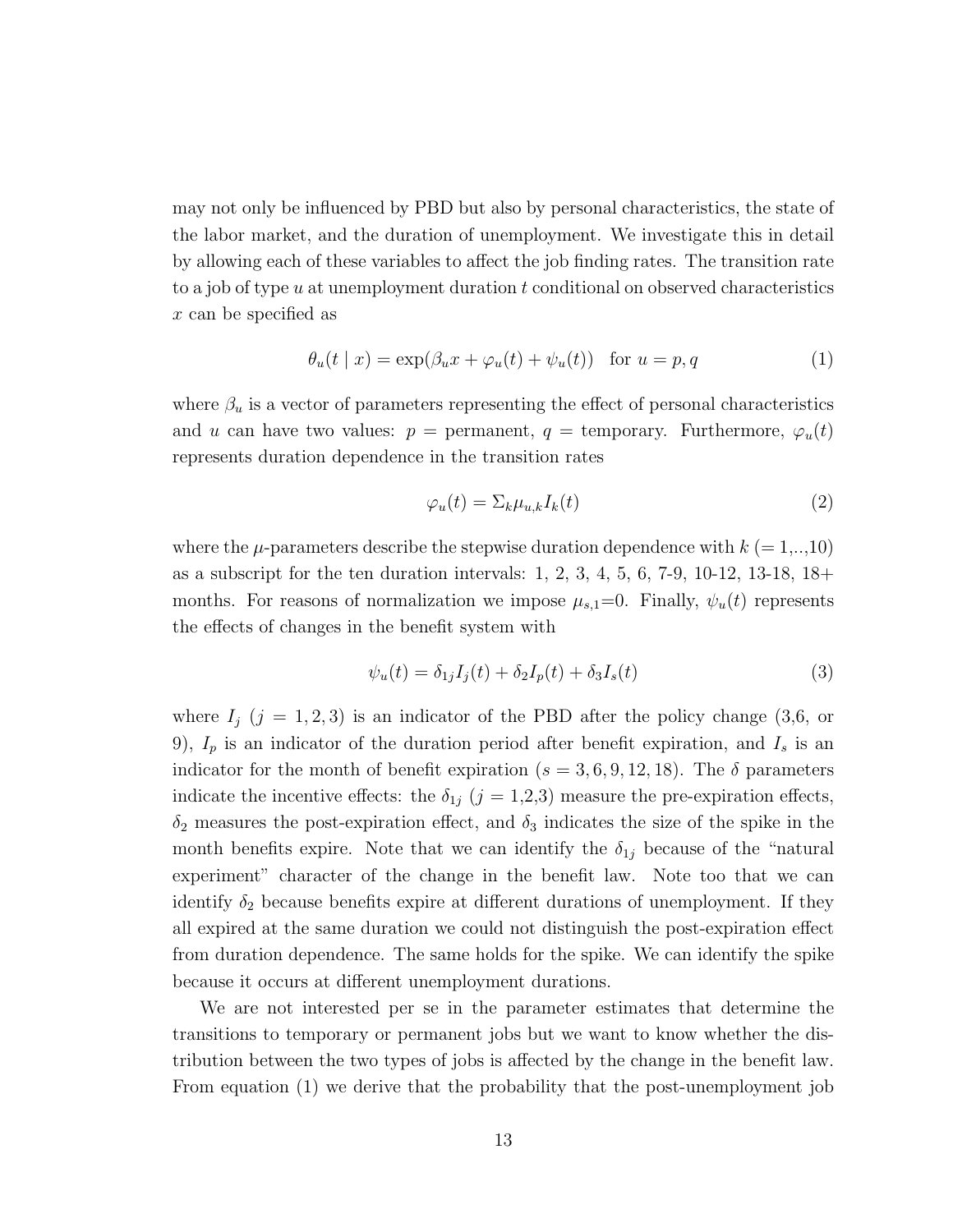may not only be influenced by PBD but also by personal characteristics, the state of the labor market, and the duration of unemployment. We investigate this in detail by allowing each of these variables to affect the job finding rates. The transition rate to a job of type $u$ at unemployment duration $t$ conditional on observed characteristics $x$ can be specified as

$$\theta_u(t \mid x) = \exp(\beta_u x + \varphi_u(t) + \psi_u(t)) \quad \text{for } u = p, q \tag{1}$$

where $\beta_u$ is a vector of parameters representing the effect of personal characteristics and $u$ can have two values: $p$ = permanent, $q$ = temporary. Furthermore, $\varphi_u(t)$ represents duration dependence in the transition rates

$$\varphi_u(t) = \Sigma_k \mu_{u,k} I_k(t) \tag{2}$$

where the $\mu$-parameters describe the stepwise duration dependence with $k$ (= 1,..,10) as a subscript for the ten duration intervals: 1, 2, 3, 4, 5, 6, 7-9, 10-12, 13-18, 18+ months. For reasons of normalization we impose $\mu_{s,1}$=0. Finally, $\psi_u(t)$ represents the effects of changes in the benefit system with

$$\psi_u(t) = \delta_{1j} I_j(t) + \delta_2 I_p(t) + \delta_3 I_s(t) \tag{3}$$

where $I_j$ ($j = 1, 2, 3$) is an indicator of the PBD after the policy change (3,6, or 9), $I_p$ is an indicator of the duration period after benefit expiration, and $I_s$ is an indicator for the month of benefit expiration ($s = 3, 6, 9, 12, 18$). The $\delta$ parameters indicate the incentive effects: the $\delta_{1j}$ ($j$ = 1,2,3) measure the pre-expiration effects, $\delta_2$ measures the post-expiration effect, and $\delta_3$ indicates the size of the spike in the month benefits expire. Note that we can identify the $\delta_{1j}$ because of the "natural experiment" character of the change in the benefit law. Note too that we can identify $\delta_2$ because benefits expire at different durations of unemployment. If they all expired at the same duration we could not distinguish the post-expiration effect from duration dependence. The same holds for the spike. We can identify the spike because it occurs at different unemployment durations.

We are not interested per se in the parameter estimates that determine the transitions to temporary or permanent jobs but we want to know whether the distribution between the two types of jobs is affected by the change in the benefit law. From equation (1) we derive that the probability that the post-unemployment job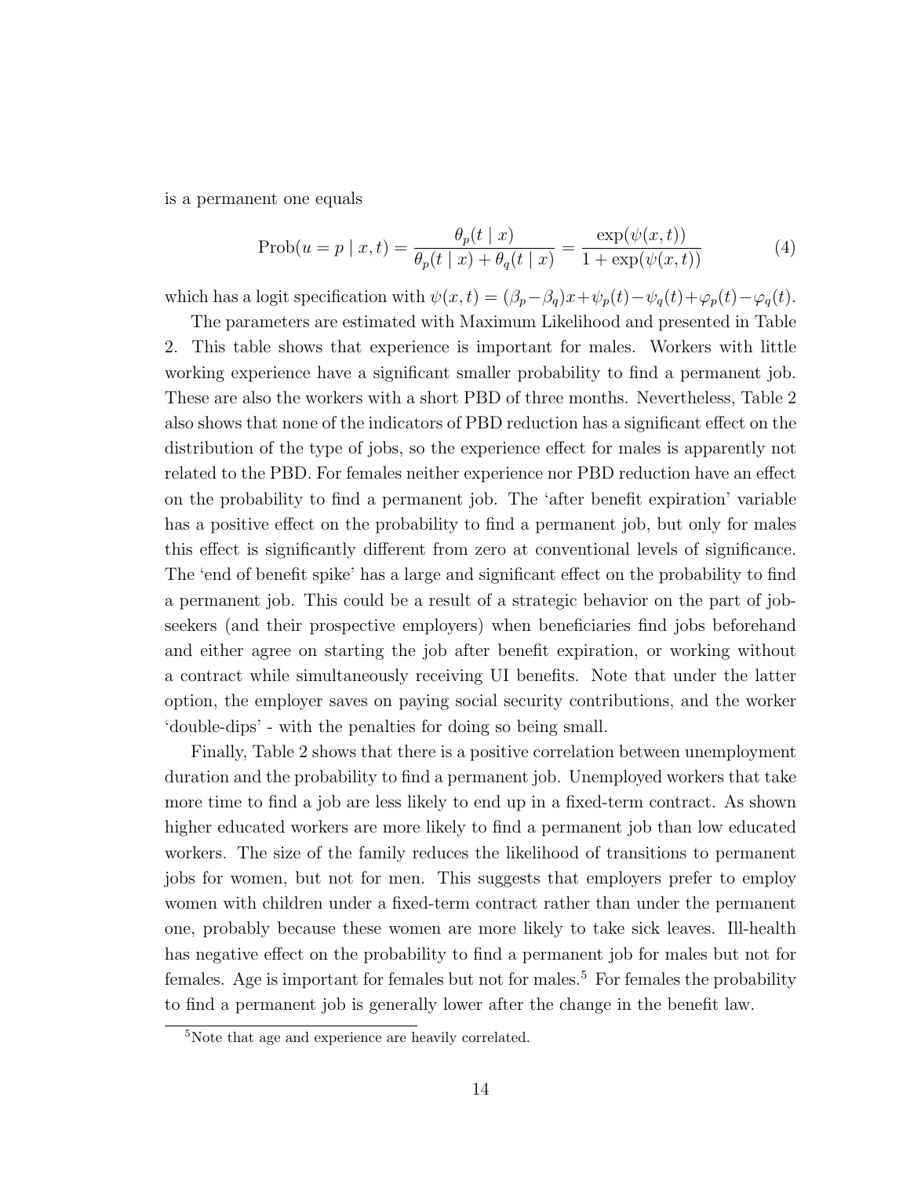is a permanent one equals

$$\text{Prob}(u = p \mid x, t) = \frac{\theta_p(t \mid x)}{\theta_p(t \mid x) + \theta_q(t \mid x)} = \frac{\exp(\psi(x, t))}{1 + \exp(\psi(x, t))} \tag{4}$$

which has a logit specification with $\psi(x,t) = (\beta_p - \beta_q)x + \psi_p(t) - \psi_q(t) + \varphi_p(t) - \varphi_q(t)$.

The parameters are estimated with Maximum Likelihood and presented in Table 2. This table shows that experience is important for males. Workers with little working experience have a significant smaller probability to find a permanent job. These are also the workers with a short PBD of three months. Nevertheless, Table 2 also shows that none of the indicators of PBD reduction has a significant effect on the distribution of the type of jobs, so the experience effect for males is apparently not related to the PBD. For females neither experience nor PBD reduction have an effect on the probability to find a permanent job. The 'after benefit expiration' variable has a positive effect on the probability to find a permanent job, but only for males this effect is significantly different from zero at conventional levels of significance. The 'end of benefit spike' has a large and significant effect on the probability to find a permanent job. This could be a result of a strategic behavior on the part of job-seekers (and their prospective employers) when beneficiaries find jobs beforehand and either agree on starting the job after benefit expiration, or working without a contract while simultaneously receiving UI benefits. Note that under the latter option, the employer saves on paying social security contributions, and the worker 'double-dips' - with the penalties for doing so being small.

Finally, Table 2 shows that there is a positive correlation between unemployment duration and the probability to find a permanent job. Unemployed workers that take more time to find a job are less likely to end up in a fixed-term contract. As shown higher educated workers are more likely to find a permanent job than low educated workers. The size of the family reduces the likelihood of transitions to permanent jobs for women, but not for men. This suggests that employers prefer to employ women with children under a fixed-term contract rather than under the permanent one, probably because these women are more likely to take sick leaves. Ill-health has negative effect on the probability to find a permanent job for males but not for females. Age is important for females but not for males.[5] For females the probability to find a permanent job is generally lower after the change in the benefit law.

[5]Note that age and experience are heavily correlated.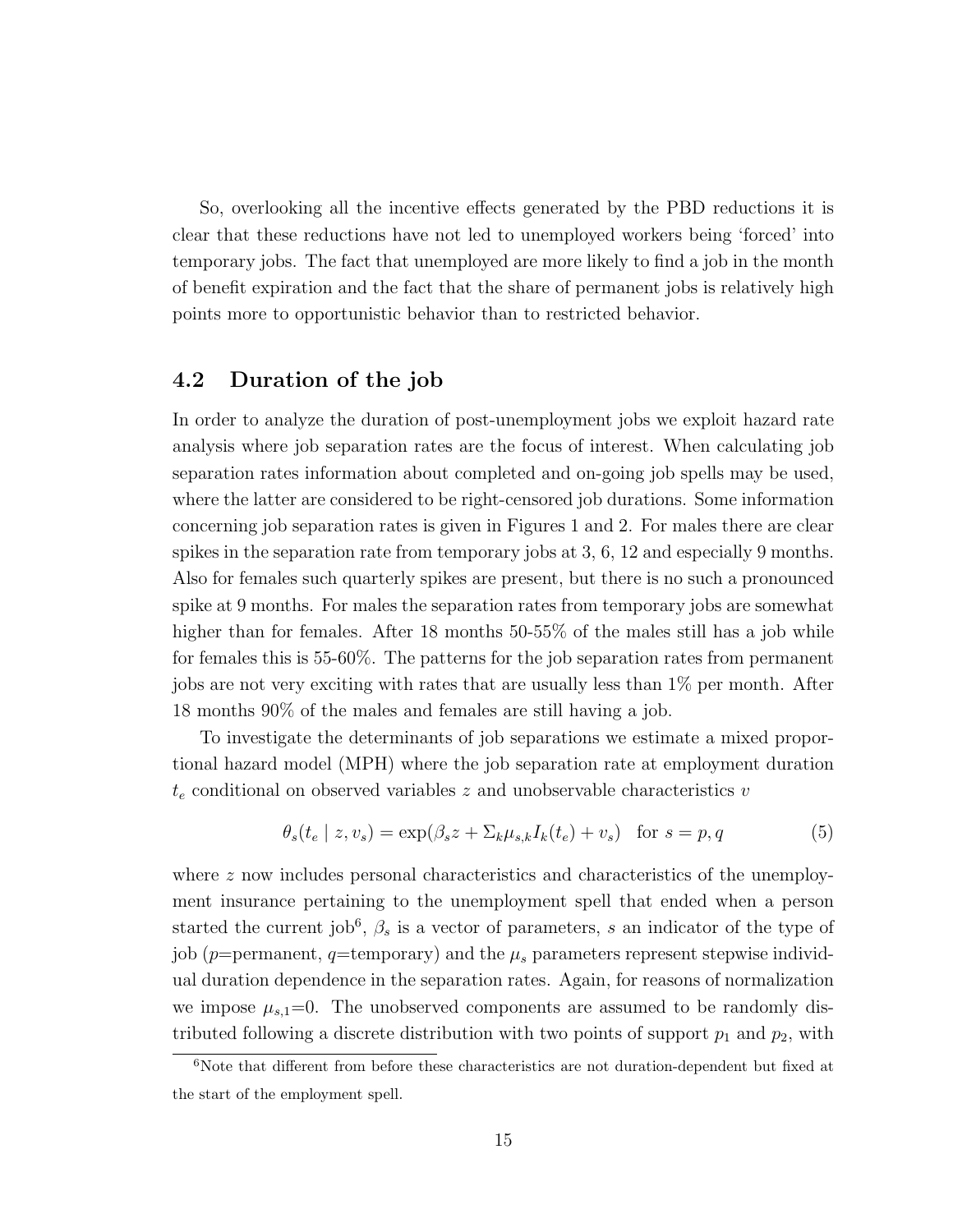So, overlooking all the incentive effects generated by the PBD reductions it is clear that these reductions have not led to unemployed workers being 'forced' into temporary jobs. The fact that unemployed are more likely to find a job in the month of benefit expiration and the fact that the share of permanent jobs is relatively high points more to opportunistic behavior than to restricted behavior.

## 4.2 Duration of the job

In order to analyze the duration of post-unemployment jobs we exploit hazard rate analysis where job separation rates are the focus of interest. When calculating job separation rates information about completed and on-going job spells may be used, where the latter are considered to be right-censored job durations. Some information concerning job separation rates is given in Figures 1 and 2. For males there are clear spikes in the separation rate from temporary jobs at 3, 6, 12 and especially 9 months. Also for females such quarterly spikes are present, but there is no such a pronounced spike at 9 months. For males the separation rates from temporary jobs are somewhat higher than for females. After 18 months 50-55% of the males still has a job while for females this is 55-60%. The patterns for the job separation rates from permanent jobs are not very exciting with rates that are usually less than 1% per month. After 18 months 90% of the males and females are still having a job.

To investigate the determinants of job separations we estimate a mixed proportional hazard model (MPH) where the job separation rate at employment duration $t_e$ conditional on observed variables $z$ and unobservable characteristics $v$

$$\theta_s(t_e \mid z, v_s) = \exp(\beta_s z + \Sigma_k \mu_{s,k} I_k(t_e) + v_s) \quad \text{for } s = p, q \tag{5}$$

where $z$ now includes personal characteristics and characteristics of the unemployment insurance pertaining to the unemployment spell that ended when a person started the current job[6], $\beta_s$ is a vector of parameters, $s$ an indicator of the type of job ($p$=permanent, $q$=temporary) and the $\mu_s$ parameters represent stepwise individual duration dependence in the separation rates. Again, for reasons of normalization we impose $\mu_{s,1}$=0. The unobserved components are assumed to be randomly distributed following a discrete distribution with two points of support $p_1$ and $p_2$, with

[6] Note that different from before these characteristics are not duration-dependent but fixed at the start of the employment spell.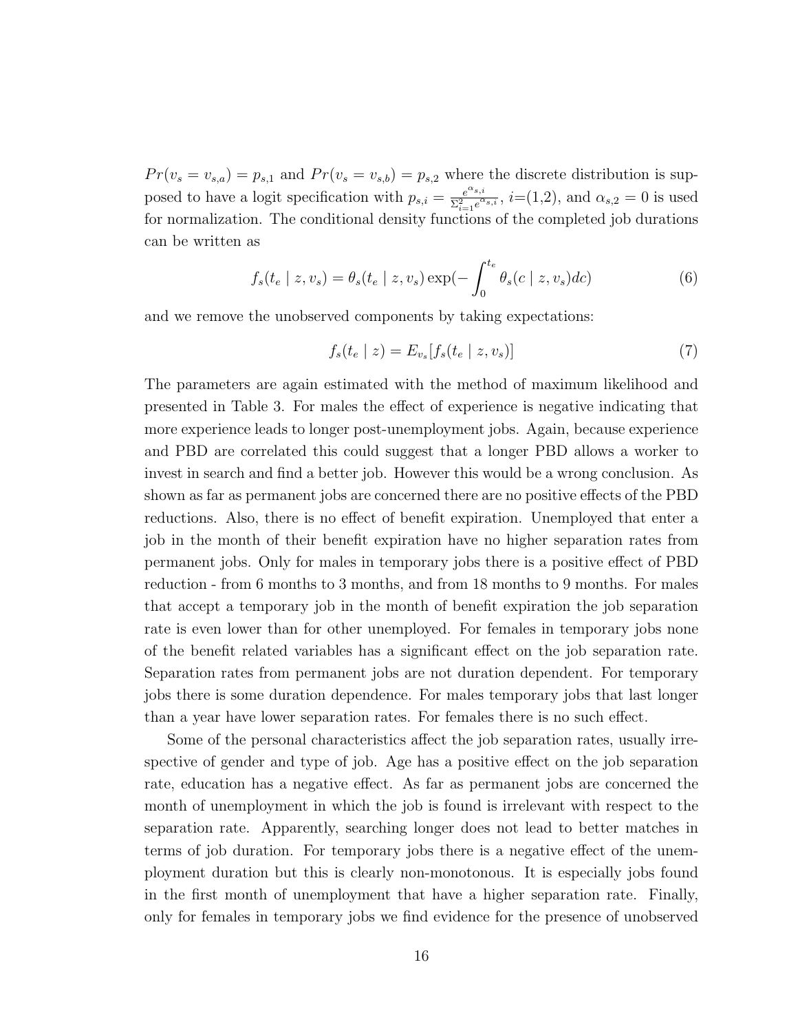$Pr(v_s = v_{s,a}) = p_{s,1}$ and $Pr(v_s = v_{s,b}) = p_{s,2}$ where the discrete distribution is supposed to have a logit specification with $p_{s,i} = \frac{e^{\alpha_{s,i}}}{\Sigma_{i=1}^{2} e^{\alpha_{s,i}}}$, $i$=(1,2), and $\alpha_{s,2} = 0$ is used for normalization. The conditional density functions of the completed job durations can be written as

$$f_s(t_e \mid z, v_s) = \theta_s(t_e \mid z, v_s) \exp(-\int_0^{t_e} \theta_s(c \mid z, v_s) dc) \tag{6}$$

and we remove the unobserved components by taking expectations:

$$f_s(t_e \mid z) = E_{v_s}[f_s(t_e \mid z, v_s)] \tag{7}$$

The parameters are again estimated with the method of maximum likelihood and presented in Table 3. For males the effect of experience is negative indicating that more experience leads to longer post-unemployment jobs. Again, because experience and PBD are correlated this could suggest that a longer PBD allows a worker to invest in search and find a better job. However this would be a wrong conclusion. As shown as far as permanent jobs are concerned there are no positive effects of the PBD reductions. Also, there is no effect of benefit expiration. Unemployed that enter a job in the month of their benefit expiration have no higher separation rates from permanent jobs. Only for males in temporary jobs there is a positive effect of PBD reduction - from 6 months to 3 months, and from 18 months to 9 months. For males that accept a temporary job in the month of benefit expiration the job separation rate is even lower than for other unemployed. For females in temporary jobs none of the benefit related variables has a significant effect on the job separation rate. Separation rates from permanent jobs are not duration dependent. For temporary jobs there is some duration dependence. For males temporary jobs that last longer than a year have lower separation rates. For females there is no such effect.

Some of the personal characteristics affect the job separation rates, usually irrespective of gender and type of job. Age has a positive effect on the job separation rate, education has a negative effect. As far as permanent jobs are concerned the month of unemployment in which the job is found is irrelevant with respect to the separation rate. Apparently, searching longer does not lead to better matches in terms of job duration. For temporary jobs there is a negative effect of the unemployment duration but this is clearly non-monotonous. It is especially jobs found in the first month of unemployment that have a higher separation rate. Finally, only for females in temporary jobs we find evidence for the presence of unobserved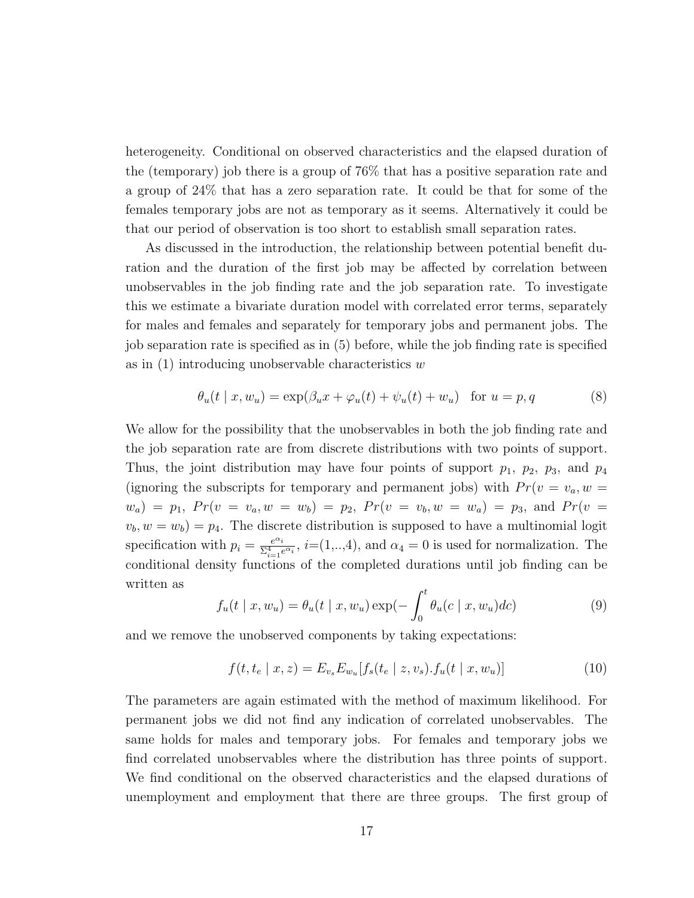heterogeneity. Conditional on observed characteristics and the elapsed duration of the (temporary) job there is a group of 76% that has a positive separation rate and a group of 24% that has a zero separation rate. It could be that for some of the females temporary jobs are not as temporary as it seems. Alternatively it could be that our period of observation is too short to establish small separation rates.

As discussed in the introduction, the relationship between potential benefit duration and the duration of the first job may be affected by correlation between unobservables in the job finding rate and the job separation rate. To investigate this we estimate a bivariate duration model with correlated error terms, separately for males and females and separately for temporary jobs and permanent jobs. The job separation rate is specified as in (5) before, while the job finding rate is specified as in (1) introducing unobservable characteristics $w$

$$\theta_u(t \mid x, w_u) = \exp(\beta_u x + \varphi_u(t) + \psi_u(t) + w_u) \quad \text{for } u = p, q \tag{8}$$

We allow for the possibility that the unobservables in both the job finding rate and the job separation rate are from discrete distributions with two points of support. Thus, the joint distribution may have four points of support $p_1$, $p_2$, $p_3$, and $p_4$ (ignoring the subscripts for temporary and permanent jobs) with $Pr(v = v_a, w = w_a) = p_1$, $Pr(v = v_a, w = w_b) = p_2$, $Pr(v = v_b, w = w_a) = p_3$, and $Pr(v = v_b, w = w_b) = p_4$. The discrete distribution is supposed to have a multinomial logit specification with $p_i = \frac{e^{\alpha_i}}{\Sigma_{i=1}^{4} e^{\alpha_i}}$, $i$=(1,..,4), and $\alpha_4 = 0$ is used for normalization. The conditional density functions of the completed durations until job finding can be written as

$$f_u(t \mid x, w_u) = \theta_u(t \mid x, w_u) \exp(-\int_0^t \theta_u(c \mid x, w_u) dc) \tag{9}$$

and we remove the unobserved components by taking expectations:

$$f(t, t_e \mid x, z) = E_{v_s} E_{w_u} [f_s(t_e \mid z, v_s) . f_u(t \mid x, w_u)] \tag{10}$$

The parameters are again estimated with the method of maximum likelihood. For permanent jobs we did not find any indication of correlated unobservables. The same holds for males and temporary jobs. For females and temporary jobs we find correlated unobservables where the distribution has three points of support. We find conditional on the observed characteristics and the elapsed durations of unemployment and employment that there are three groups. The first group of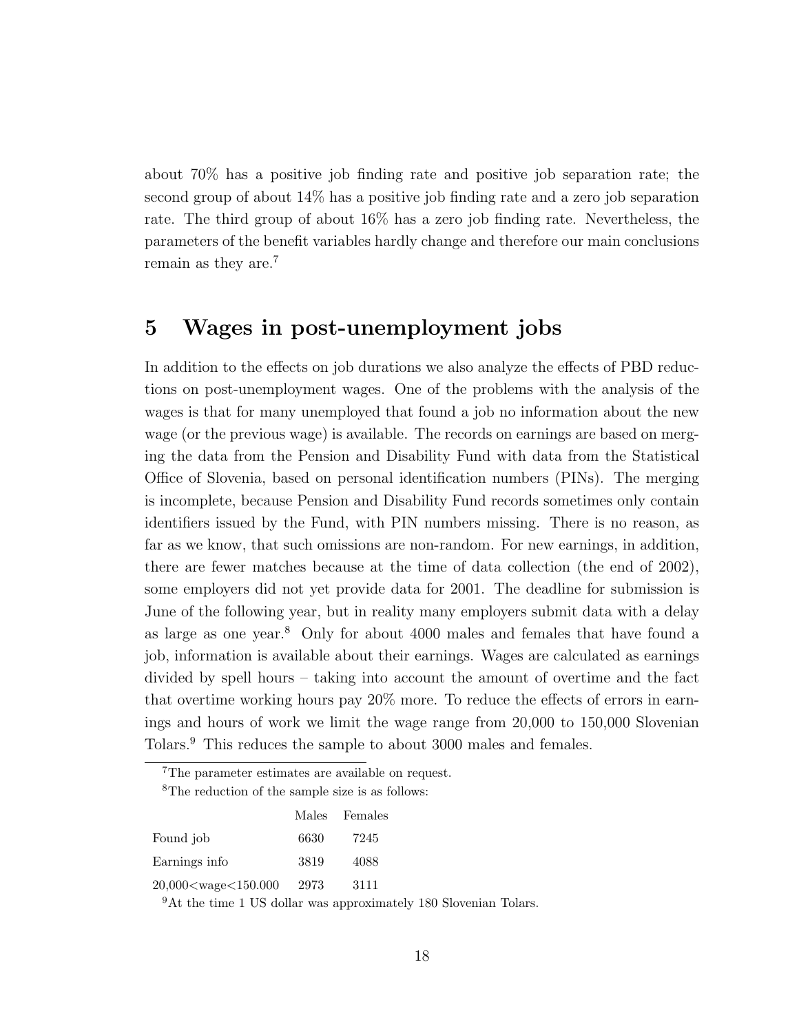about 70% has a positive job finding rate and positive job separation rate; the second group of about 14% has a positive job finding rate and a zero job separation rate. The third group of about 16% has a zero job finding rate. Nevertheless, the parameters of the benefit variables hardly change and therefore our main conclusions remain as they are.[7]

## 5 Wages in post-unemployment jobs

In addition to the effects on job durations we also analyze the effects of PBD reductions on post-unemployment wages. One of the problems with the analysis of the wages is that for many unemployed that found a job no information about the new wage (or the previous wage) is available. The records on earnings are based on merging the data from the Pension and Disability Fund with data from the Statistical Office of Slovenia, based on personal identification numbers (PINs). The merging is incomplete, because Pension and Disability Fund records sometimes only contain identifiers issued by the Fund, with PIN numbers missing. There is no reason, as far as we know, that such omissions are non-random. For new earnings, in addition, there are fewer matches because at the time of data collection (the end of 2002), some employers did not yet provide data for 2001. The deadline for submission is June of the following year, but in reality many employers submit data with a delay as large as one year.[8] Only for about 4000 males and females that have found a job, information is available about their earnings. Wages are calculated as earnings divided by spell hours – taking into account the amount of overtime and the fact that overtime working hours pay 20% more. To reduce the effects of errors in earnings and hours of work we limit the wage range from 20,000 to 150,000 Slovenian Tolars.[9] This reduces the sample to about 3000 males and females.

[7]The parameter estimates are available on request.

[8]The reduction of the sample size is as follows:

| | Males | Females |
|---|---|---|
| Found job | 6630 | 7245 |
| Earnings info | 3819 | 4088 |
| 20,000<wage<150.000 | 2973 | 3111 |

[9]At the time 1 US dollar was approximately 180 Slovenian Tolars.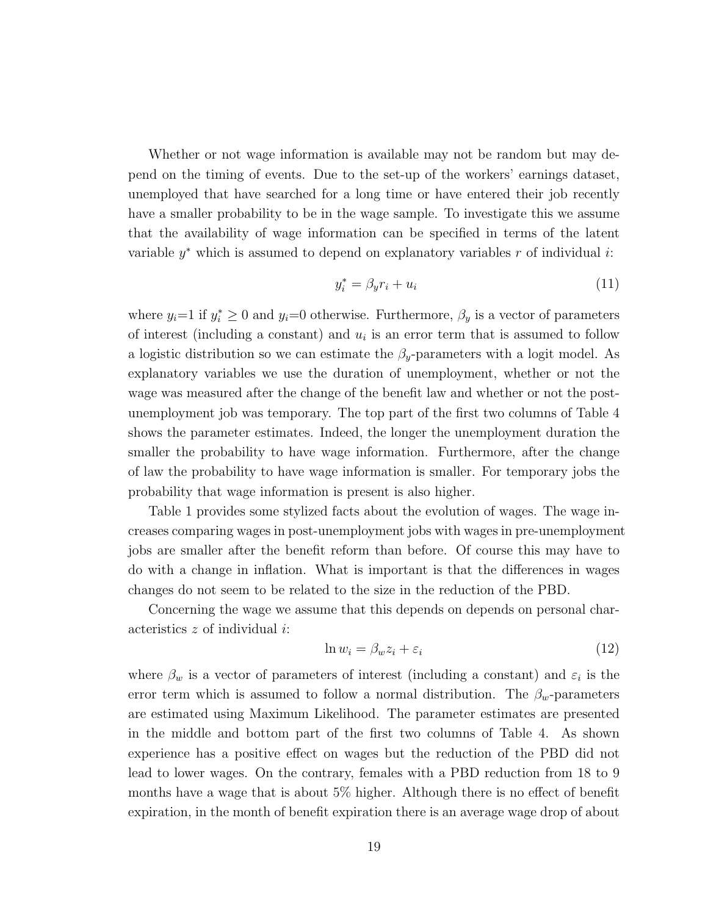Whether or not wage information is available may not be random but may depend on the timing of events. Due to the set-up of the workers' earnings dataset, unemployed that have searched for a long time or have entered their job recently have a smaller probability to be in the wage sample. To investigate this we assume that the availability of wage information can be specified in terms of the latent variable $y^*$ which is assumed to depend on explanatory variables $r$ of individual $i$:

$$y_i^* = \beta_y r_i + u_i \tag{11}$$

where $y_i$=1 if $y_i^* \geq 0$ and $y_i$=0 otherwise. Furthermore, $\beta_y$ is a vector of parameters of interest (including a constant) and $u_i$ is an error term that is assumed to follow a logistic distribution so we can estimate the $\beta_y$-parameters with a logit model. As explanatory variables we use the duration of unemployment, whether or not the wage was measured after the change of the benefit law and whether or not the post-unemployment job was temporary. The top part of the first two columns of Table 4 shows the parameter estimates. Indeed, the longer the unemployment duration the smaller the probability to have wage information. Furthermore, after the change of law the probability to have wage information is smaller. For temporary jobs the probability that wage information is present is also higher.

Table 1 provides some stylized facts about the evolution of wages. The wage increases comparing wages in post-unemployment jobs with wages in pre-unemployment jobs are smaller after the benefit reform than before. Of course this may have to do with a change in inflation. What is important is that the differences in wages changes do not seem to be related to the size in the reduction of the PBD.

Concerning the wage we assume that this depends on depends on personal characteristics $z$ of individual $i$:

$$\ln w_i = \beta_w z_i + \varepsilon_i \tag{12}$$

where $\beta_w$ is a vector of parameters of interest (including a constant) and $\varepsilon_i$ is the error term which is assumed to follow a normal distribution. The $\beta_w$-parameters are estimated using Maximum Likelihood. The parameter estimates are presented in the middle and bottom part of the first two columns of Table 4. As shown experience has a positive effect on wages but the reduction of the PBD did not lead to lower wages. On the contrary, females with a PBD reduction from 18 to 9 months have a wage that is about 5% higher. Although there is no effect of benefit expiration, in the month of benefit expiration there is an average wage drop of about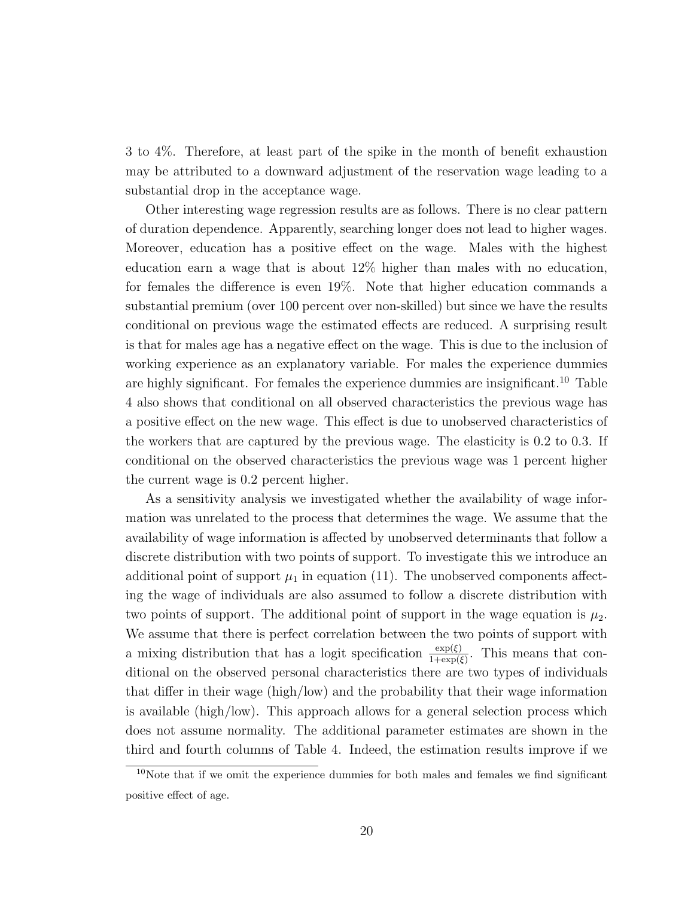3 to 4%. Therefore, at least part of the spike in the month of benefit exhaustion may be attributed to a downward adjustment of the reservation wage leading to a substantial drop in the acceptance wage.

Other interesting wage regression results are as follows. There is no clear pattern of duration dependence. Apparently, searching longer does not lead to higher wages. Moreover, education has a positive effect on the wage. Males with the highest education earn a wage that is about 12% higher than males with no education, for females the difference is even 19%. Note that higher education commands a substantial premium (over 100 percent over non-skilled) but since we have the results conditional on previous wage the estimated effects are reduced. A surprising result is that for males age has a negative effect on the wage. This is due to the inclusion of working experience as an explanatory variable. For males the experience dummies are highly significant. For females the experience dummies are insignificant.[10] Table 4 also shows that conditional on all observed characteristics the previous wage has a positive effect on the new wage. This effect is due to unobserved characteristics of the workers that are captured by the previous wage. The elasticity is 0.2 to 0.3. If conditional on the observed characteristics the previous wage was 1 percent higher the current wage is 0.2 percent higher.

As a sensitivity analysis we investigated whether the availability of wage information was unrelated to the process that determines the wage. We assume that the availability of wage information is affected by unobserved determinants that follow a discrete distribution with two points of support. To investigate this we introduce an additional point of support $\mu_1$ in equation (11). The unobserved components affecting the wage of individuals are also assumed to follow a discrete distribution with two points of support. The additional point of support in the wage equation is $\mu_2$. We assume that there is perfect correlation between the two points of support with a mixing distribution that has a logit specification $\frac{\exp(\xi)}{1+\exp(\xi)}$. This means that conditional on the observed personal characteristics there are two types of individuals that differ in their wage (high/low) and the probability that their wage information is available (high/low). This approach allows for a general selection process which does not assume normality. The additional parameter estimates are shown in the third and fourth columns of Table 4. Indeed, the estimation results improve if we

[10] Note that if we omit the experience dummies for both males and females we find significant positive effect of age.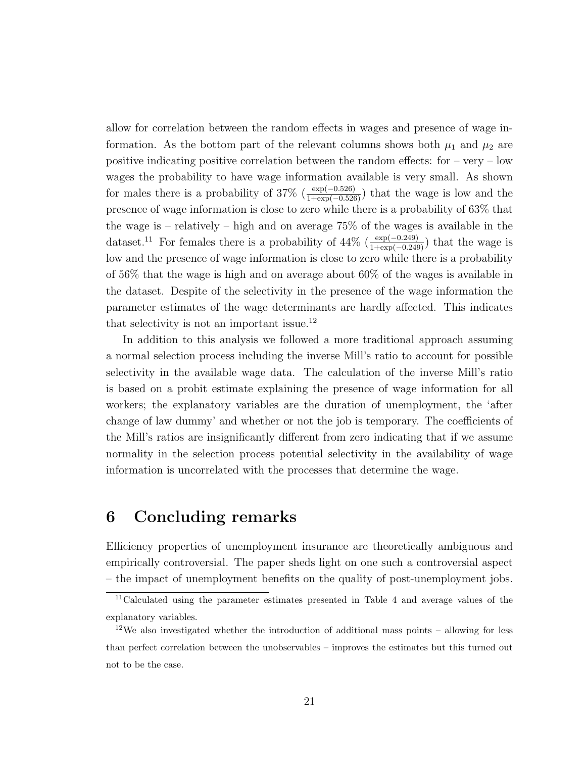allow for correlation between the random effects in wages and presence of wage information. As the bottom part of the relevant columns shows both $\mu_1$ and $\mu_2$ are positive indicating positive correlation between the random effects: for – very – low wages the probability to have wage information available is very small. As shown for males there is a probability of 37% ($\frac{\exp(-0.526)}{1+\exp(-0.526)}$) that the wage is low and the presence of wage information is close to zero while there is a probability of 63% that the wage is – relatively – high and on average 75% of the wages is available in the dataset.[11] For females there is a probability of 44% ($\frac{\exp(-0.249)}{1+\exp(-0.249)}$) that the wage is low and the presence of wage information is close to zero while there is a probability of 56% that the wage is high and on average about 60% of the wages is available in the dataset. Despite of the selectivity in the presence of the wage information the parameter estimates of the wage determinants are hardly affected. This indicates that selectivity is not an important issue.[12]

In addition to this analysis we followed a more traditional approach assuming a normal selection process including the inverse Mill's ratio to account for possible selectivity in the available wage data. The calculation of the inverse Mill's ratio is based on a probit estimate explaining the presence of wage information for all workers; the explanatory variables are the duration of unemployment, the 'after change of law dummy' and whether or not the job is temporary. The coefficients of the Mill's ratios are insignificantly different from zero indicating that if we assume normality in the selection process potential selectivity in the availability of wage information is uncorrelated with the processes that determine the wage.

# 6 Concluding remarks

Efficiency properties of unemployment insurance are theoretically ambiguous and empirically controversial. The paper sheds light on one such a controversial aspect – the impact of unemployment benefits on the quality of post-unemployment jobs.

[11] Calculated using the parameter estimates presented in Table 4 and average values of the explanatory variables.

[12] We also investigated whether the introduction of additional mass points – allowing for less than perfect correlation between the unobservables – improves the estimates but this turned out not to be the case.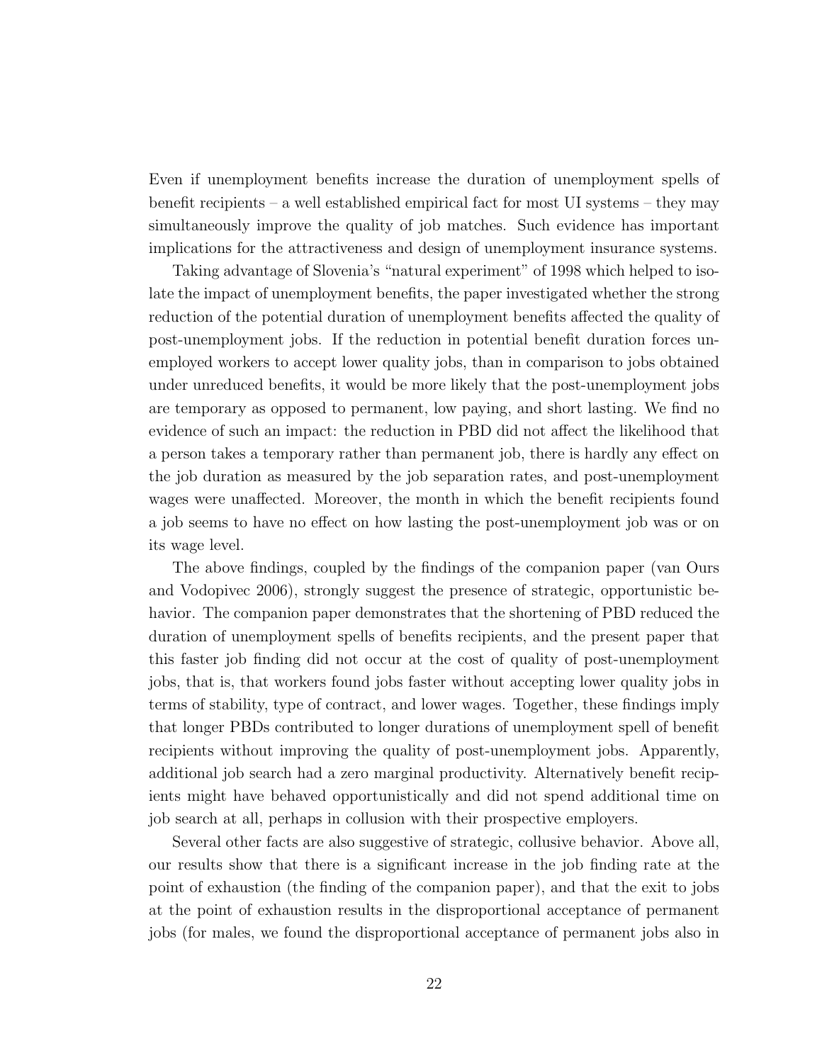Even if unemployment benefits increase the duration of unemployment spells of benefit recipients – a well established empirical fact for most UI systems – they may simultaneously improve the quality of job matches. Such evidence has important implications for the attractiveness and design of unemployment insurance systems.

Taking advantage of Slovenia's "natural experiment" of 1998 which helped to isolate the impact of unemployment benefits, the paper investigated whether the strong reduction of the potential duration of unemployment benefits affected the quality of post-unemployment jobs. If the reduction in potential benefit duration forces unemployed workers to accept lower quality jobs, than in comparison to jobs obtained under unreduced benefits, it would be more likely that the post-unemployment jobs are temporary as opposed to permanent, low paying, and short lasting. We find no evidence of such an impact: the reduction in PBD did not affect the likelihood that a person takes a temporary rather than permanent job, there is hardly any effect on the job duration as measured by the job separation rates, and post-unemployment wages were unaffected. Moreover, the month in which the benefit recipients found a job seems to have no effect on how lasting the post-unemployment job was or on its wage level.

The above findings, coupled by the findings of the companion paper (van Ours and Vodopivec 2006), strongly suggest the presence of strategic, opportunistic behavior. The companion paper demonstrates that the shortening of PBD reduced the duration of unemployment spells of benefits recipients, and the present paper that this faster job finding did not occur at the cost of quality of post-unemployment jobs, that is, that workers found jobs faster without accepting lower quality jobs in terms of stability, type of contract, and lower wages. Together, these findings imply that longer PBDs contributed to longer durations of unemployment spell of benefit recipients without improving the quality of post-unemployment jobs. Apparently, additional job search had a zero marginal productivity. Alternatively benefit recipients might have behaved opportunistically and did not spend additional time on job search at all, perhaps in collusion with their prospective employers.

Several other facts are also suggestive of strategic, collusive behavior. Above all, our results show that there is a significant increase in the job finding rate at the point of exhaustion (the finding of the companion paper), and that the exit to jobs at the point of exhaustion results in the disproportional acceptance of permanent jobs (for males, we found the disproportional acceptance of permanent jobs also in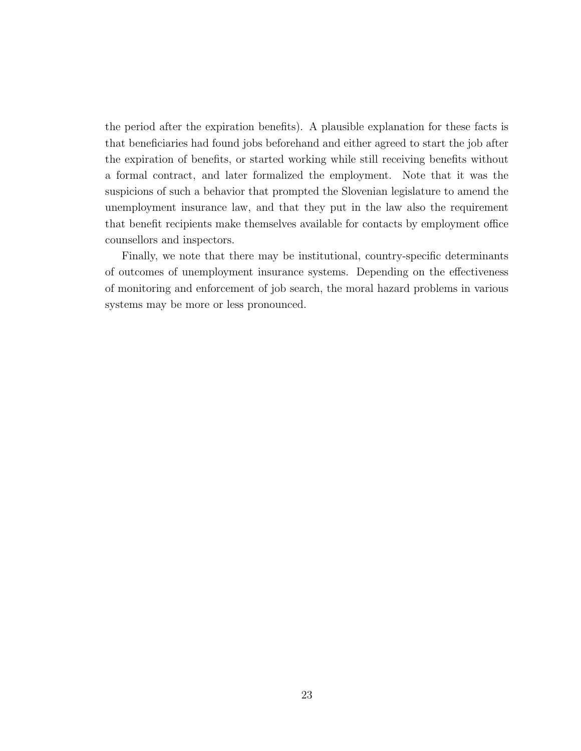the period after the expiration benefits). A plausible explanation for these facts is that beneficiaries had found jobs beforehand and either agreed to start the job after the expiration of benefits, or started working while still receiving benefits without a formal contract, and later formalized the employment. Note that it was the suspicions of such a behavior that prompted the Slovenian legislature to amend the unemployment insurance law, and that they put in the law also the requirement that benefit recipients make themselves available for contacts by employment office counsellors and inspectors.

Finally, we note that there may be institutional, country-specific determinants of outcomes of unemployment insurance systems. Depending on the effectiveness of monitoring and enforcement of job search, the moral hazard problems in various systems may be more or less pronounced.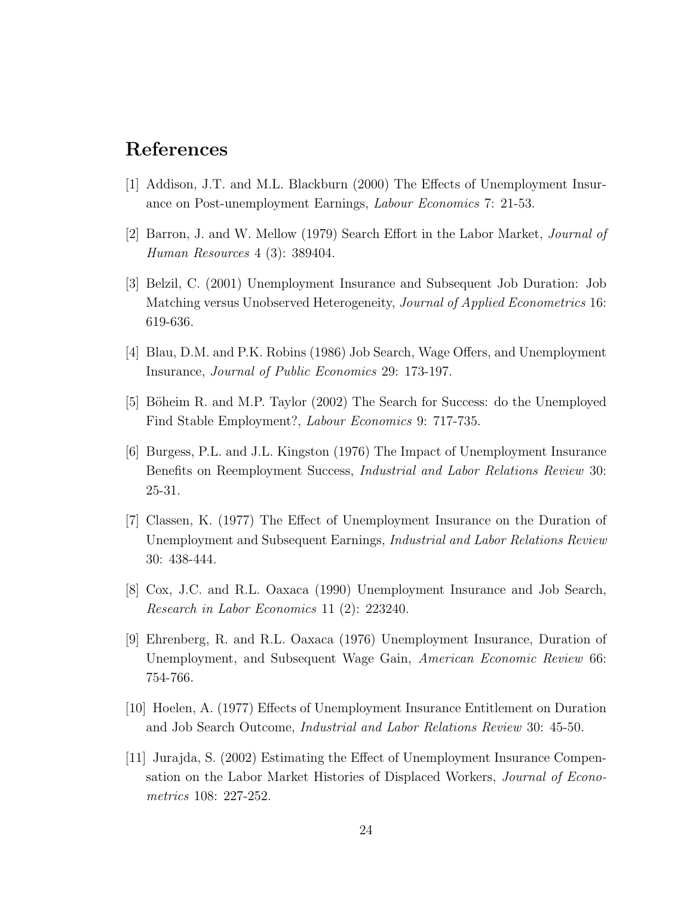# References

[1] Addison, J.T. and M.L. Blackburn (2000) The Effects of Unemployment Insurance on Post-unemployment Earnings, *Labour Economics* 7: 21-53.

[2] Barron, J. and W. Mellow (1979) Search Effort in the Labor Market, *Journal of Human Resources* 4 (3): 389404.

[3] Belzil, C. (2001) Unemployment Insurance and Subsequent Job Duration: Job Matching versus Unobserved Heterogeneity, *Journal of Applied Econometrics* 16: 619-636.

[4] Blau, D.M. and P.K. Robins (1986) Job Search, Wage Offers, and Unemployment Insurance, *Journal of Public Economics* 29: 173-197.

[5] Böheim R. and M.P. Taylor (2002) The Search for Success: do the Unemployed Find Stable Employment?, *Labour Economics* 9: 717-735.

[6] Burgess, P.L. and J.L. Kingston (1976) The Impact of Unemployment Insurance Benefits on Reemployment Success, *Industrial and Labor Relations Review* 30: 25-31.

[7] Classen, K. (1977) The Effect of Unemployment Insurance on the Duration of Unemployment and Subsequent Earnings, *Industrial and Labor Relations Review* 30: 438-444.

[8] Cox, J.C. and R.L. Oaxaca (1990) Unemployment Insurance and Job Search, *Research in Labor Economics* 11 (2): 223240.

[9] Ehrenberg, R. and R.L. Oaxaca (1976) Unemployment Insurance, Duration of Unemployment, and Subsequent Wage Gain, *American Economic Review* 66: 754-766.

[10] Hoelen, A. (1977) Effects of Unemployment Insurance Entitlement on Duration and Job Search Outcome, *Industrial and Labor Relations Review* 30: 45-50.

[11] Jurajda, S. (2002) Estimating the Effect of Unemployment Insurance Compensation on the Labor Market Histories of Displaced Workers, *Journal of Econometrics* 108: 227-252.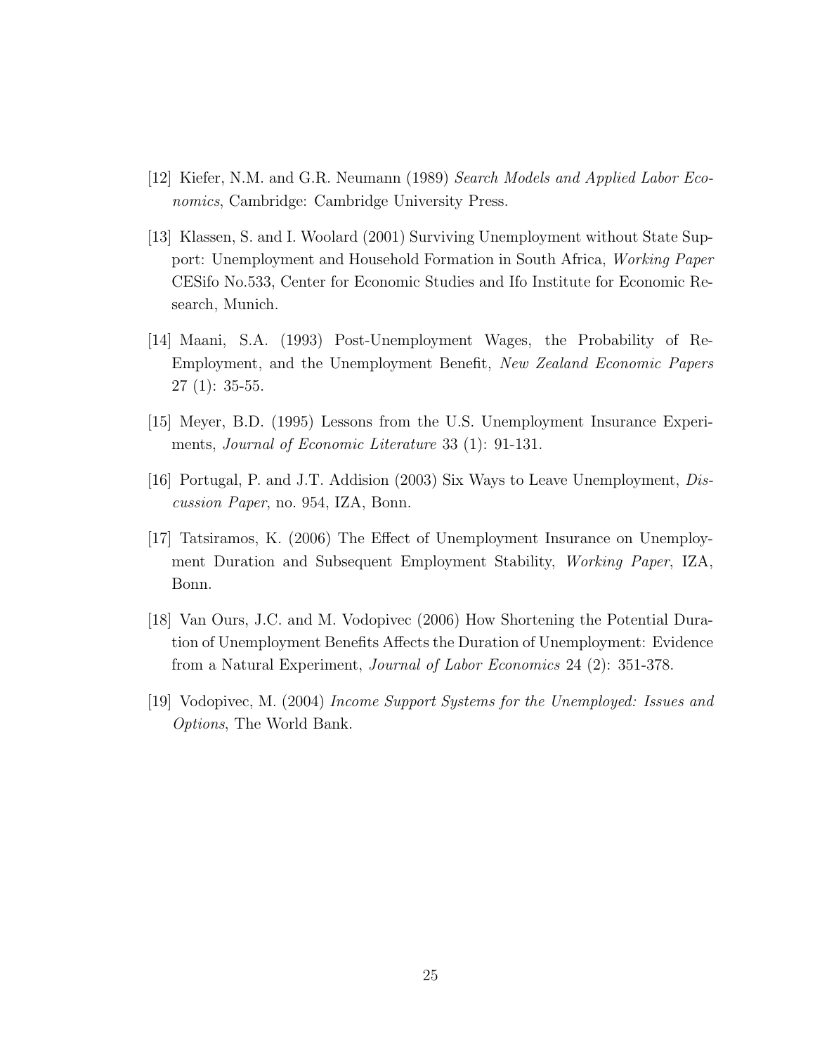[12] Kiefer, N.M. and G.R. Neumann (1989) *Search Models and Applied Labor Economics*, Cambridge: Cambridge University Press.

[13] Klassen, S. and I. Woolard (2001) Surviving Unemployment without State Support: Unemployment and Household Formation in South Africa, *Working Paper* CESifo No.533, Center for Economic Studies and Ifo Institute for Economic Research, Munich.

[14] Maani, S.A. (1993) Post-Unemployment Wages, the Probability of Re-Employment, and the Unemployment Benefit, *New Zealand Economic Papers* 27 (1): 35-55.

[15] Meyer, B.D. (1995) Lessons from the U.S. Unemployment Insurance Experiments, *Journal of Economic Literature* 33 (1): 91-131.

[16] Portugal, P. and J.T. Addision (2003) Six Ways to Leave Unemployment, *Discussion Paper*, no. 954, IZA, Bonn.

[17] Tatsiramos, K. (2006) The Effect of Unemployment Insurance on Unemployment Duration and Subsequent Employment Stability, *Working Paper*, IZA, Bonn.

[18] Van Ours, J.C. and M. Vodopivec (2006) How Shortening the Potential Duration of Unemployment Benefits Affects the Duration of Unemployment: Evidence from a Natural Experiment, *Journal of Labor Economics* 24 (2): 351-378.

[19] Vodopivec, M. (2004) *Income Support Systems for the Unemployed: Issues and Options*, The World Bank.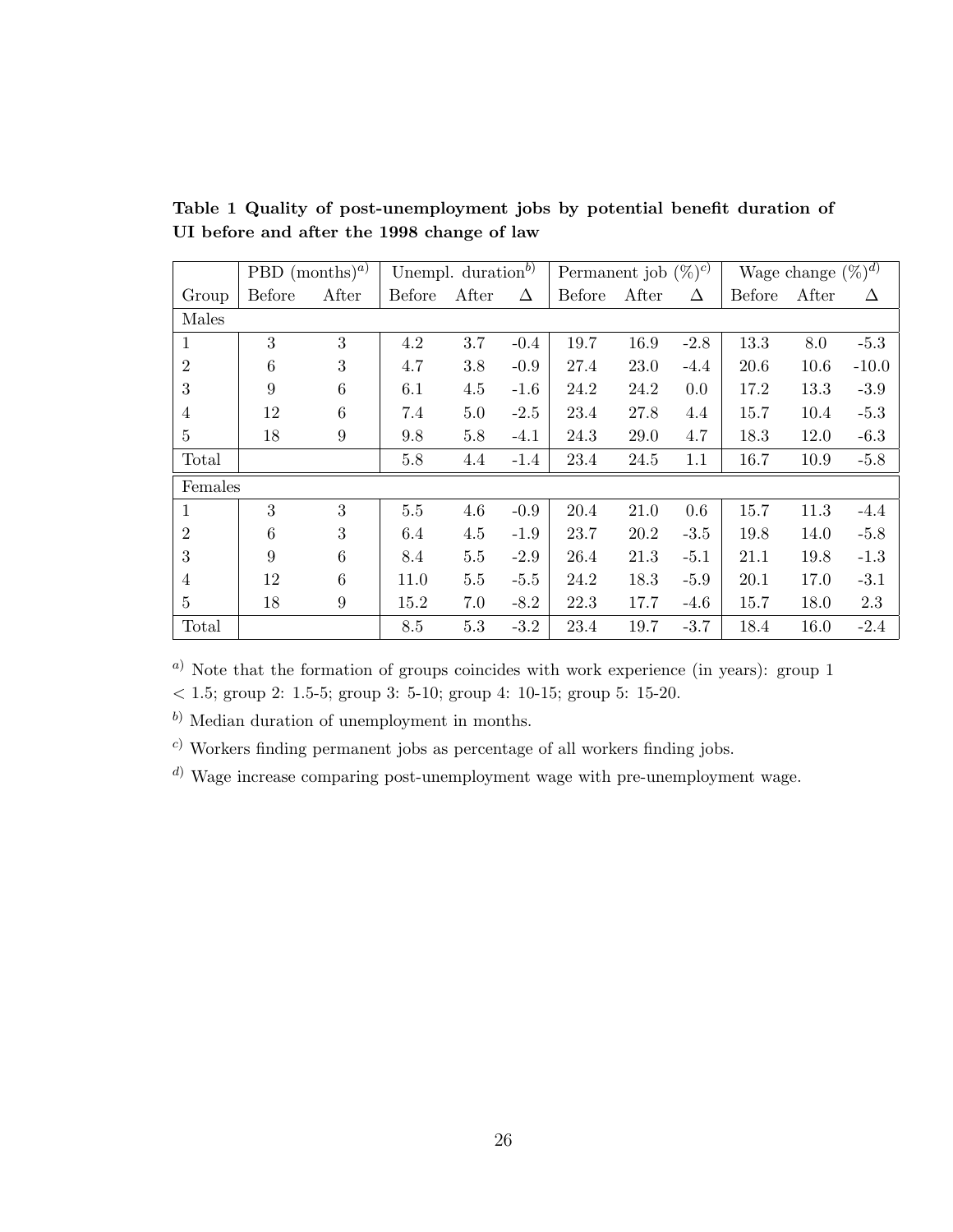**Table 1 Quality of post-unemployment jobs by potential benefit duration of UI before and after the 1998 change of law**

| | PBD (months)[a] | | Unempl. duration[b] | | | Permanent job (%)[c] | | | Wage change (%)[d] | | |
|---|---|---|---|---|---|---|---|---|---|---|---|
| Group | Before | After | Before | After | Δ | Before | After | Δ | Before | After | Δ |
| Males | | | | | | | | | | | |
| 1 | 3 | 3 | 4.2 | 3.7 | -0.4 | 19.7 | 16.9 | -2.8 | 13.3 | 8.0 | -5.3 |
| 2 | 6 | 3 | 4.7 | 3.8 | -0.9 | 27.4 | 23.0 | -4.4 | 20.6 | 10.6 | -10.0 |
| 3 | 9 | 6 | 6.1 | 4.5 | -1.6 | 24.2 | 24.2 | 0.0 | 17.2 | 13.3 | -3.9 |
| 4 | 12 | 6 | 7.4 | 5.0 | -2.5 | 23.4 | 27.8 | 4.4 | 15.7 | 10.4 | -5.3 |
| 5 | 18 | 9 | 9.8 | 5.8 | -4.1 | 24.3 | 29.0 | 4.7 | 18.3 | 12.0 | -6.3 |
| Total | | | 5.8 | 4.4 | -1.4 | 23.4 | 24.5 | 1.1 | 16.7 | 10.9 | -5.8 |
| Females | | | | | | | | | | | |
| 1 | 3 | 3 | 5.5 | 4.6 | -0.9 | 20.4 | 21.0 | 0.6 | 15.7 | 11.3 | -4.4 |
| 2 | 6 | 3 | 6.4 | 4.5 | -1.9 | 23.7 | 20.2 | -3.5 | 19.8 | 14.0 | -5.8 |
| 3 | 9 | 6 | 8.4 | 5.5 | -2.9 | 26.4 | 21.3 | -5.1 | 21.1 | 19.8 | -1.3 |
| 4 | 12 | 6 | 11.0 | 5.5 | -5.5 | 24.2 | 18.3 | -5.9 | 20.1 | 17.0 | -3.1 |
| 5 | 18 | 9 | 15.2 | 7.0 | -8.2 | 22.3 | 17.7 | -4.6 | 15.7 | 18.0 | 2.3 |
| Total | | | 8.5 | 5.3 | -3.2 | 23.4 | 19.7 | -3.7 | 18.4 | 16.0 | -2.4 |

[a] Note that the formation of groups coincides with work experience (in years): group 1 < 1.5; group 2: 1.5-5; group 3: 5-10; group 4: 10-15; group 5: 15-20.

[b] Median duration of unemployment in months.

[c] Workers finding permanent jobs as percentage of all workers finding jobs.

[d] Wage increase comparing post-unemployment wage with pre-unemployment wage.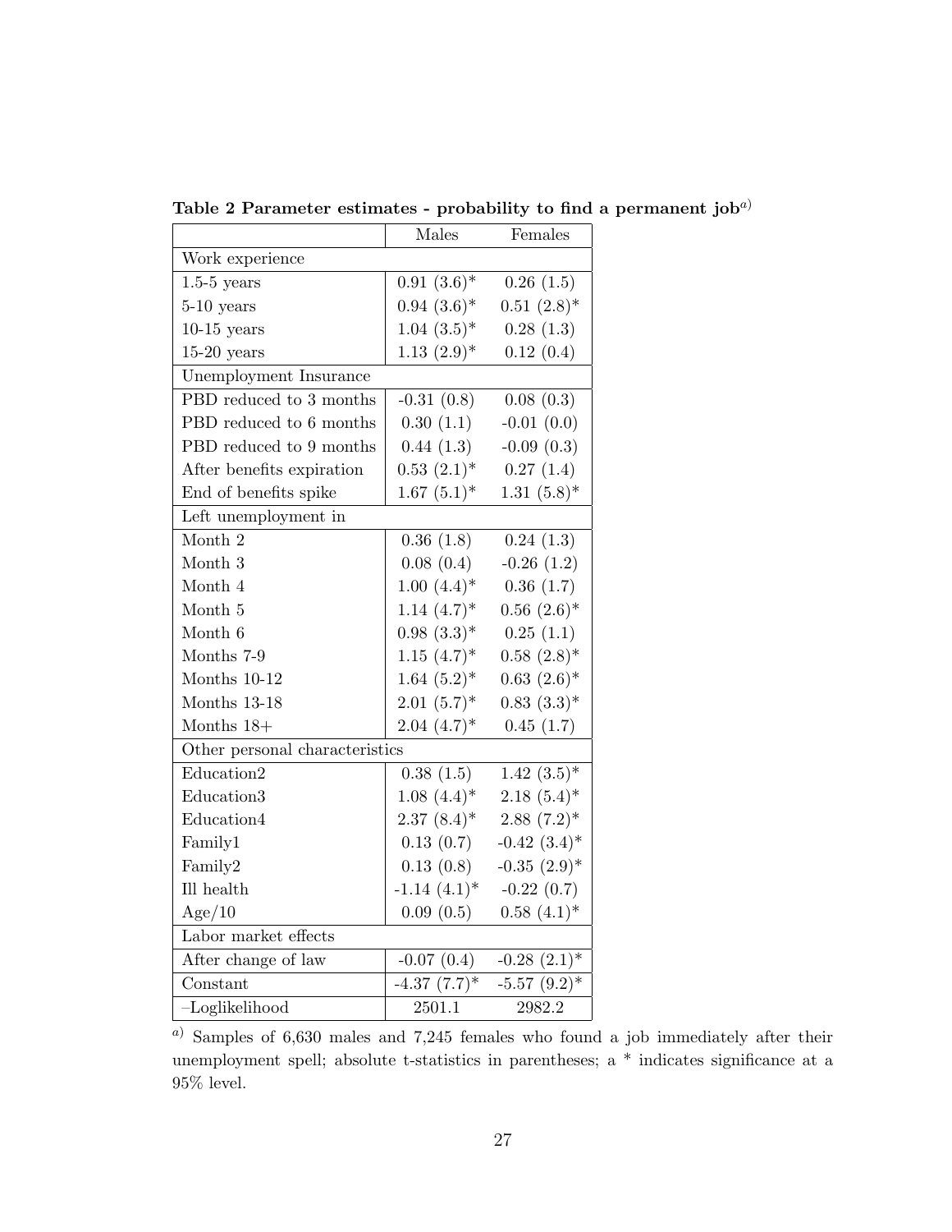**Table 2 Parameter estimates - probability to find a permanent job**[a)]

| | Males | Females |
|---|---|---|
| Work experience | | |
| 1.5-5 years | 0.91 (3.6)* | 0.26 (1.5) |
| 5-10 years | 0.94 (3.6)* | 0.51 (2.8)* |
| 10-15 years | 1.04 (3.5)* | 0.28 (1.3) |
| 15-20 years | 1.13 (2.9)* | 0.12 (0.4) |
| Unemployment Insurance | | |
| PBD reduced to 3 months | -0.31 (0.8) | 0.08 (0.3) |
| PBD reduced to 6 months | 0.30 (1.1) | -0.01 (0.0) |
| PBD reduced to 9 months | 0.44 (1.3) | -0.09 (0.3) |
| After benefits expiration | 0.53 (2.1)* | 0.27 (1.4) |
| End of benefits spike | 1.67 (5.1)* | 1.31 (5.8)* |
| Left unemployment in | | |
| Month 2 | 0.36 (1.8) | 0.24 (1.3) |
| Month 3 | 0.08 (0.4) | -0.26 (1.2) |
| Month 4 | 1.00 (4.4)* | 0.36 (1.7) |
| Month 5 | 1.14 (4.7)* | 0.56 (2.6)* |
| Month 6 | 0.98 (3.3)* | 0.25 (1.1) |
| Months 7-9 | 1.15 (4.7)* | 0.58 (2.8)* |
| Months 10-12 | 1.64 (5.2)* | 0.63 (2.6)* |
| Months 13-18 | 2.01 (5.7)* | 0.83 (3.3)* |
| Months 18+ | 2.04 (4.7)* | 0.45 (1.7) |
| Other personal characteristics | | |
| Education2 | 0.38 (1.5) | 1.42 (3.5)* |
| Education3 | 1.08 (4.4)* | 2.18 (5.4)* |
| Education4 | 2.37 (8.4)* | 2.88 (7.2)* |
| Family1 | 0.13 (0.7) | -0.42 (3.4)* |
| Family2 | 0.13 (0.8) | -0.35 (2.9)* |
| Ill health | -1.14 (4.1)* | -0.22 (0.7) |
| Age/10 | 0.09 (0.5) | 0.58 (4.1)* |
| Labor market effects | | |
| After change of law | -0.07 (0.4) | -0.28 (2.1)* |
| Constant | -4.37 (7.7)* | -5.57 (9.2)* |
| –Loglikelihood | 2501.1 | 2982.2 |

[a)] Samples of 6,630 males and 7,245 females who found a job immediately after their unemployment spell; absolute t-statistics in parentheses; a * indicates significance at a 95% level.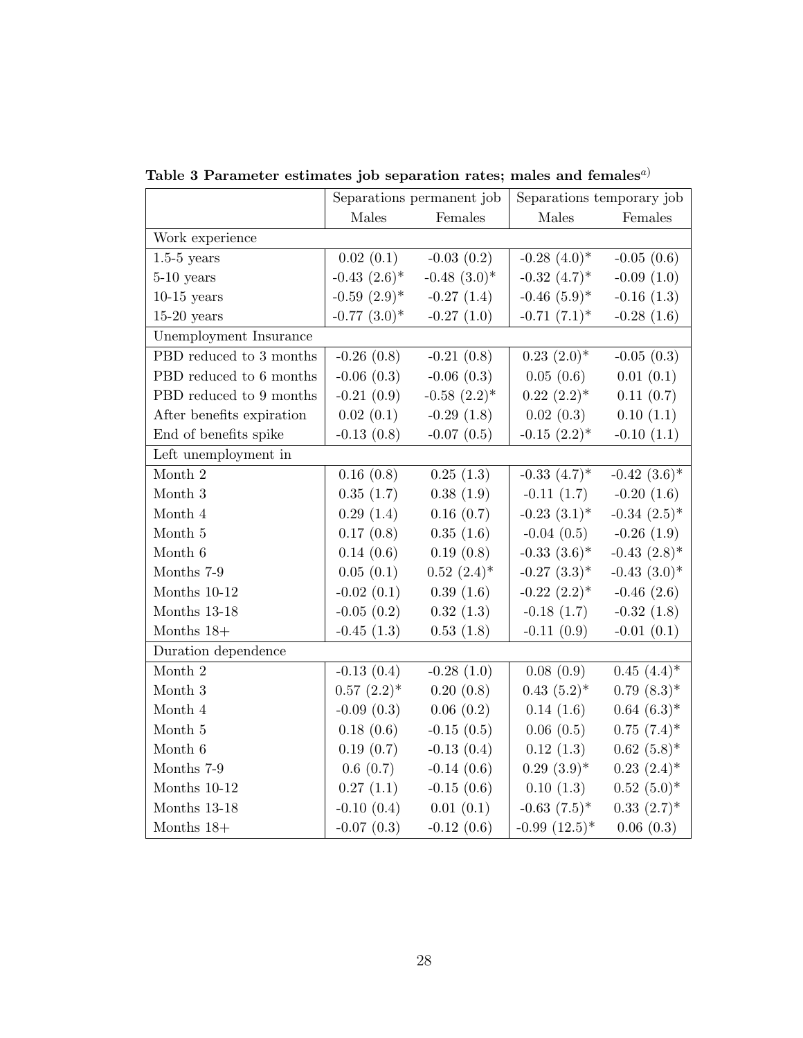**Table 3 Parameter estimates job separation rates; males and females**[a)]

| | Separations permanent job | | Separations temporary job | |
|---|---|---|---|---|
| | Males | Females | Males | Females |
| Work experience | | | | |
| 1.5-5 years | 0.02 (0.1) | -0.03 (0.2) | -0.28 (4.0)* | -0.05 (0.6) |
| 5-10 years | -0.43 (2.6)* | -0.48 (3.0)* | -0.32 (4.7)* | -0.09 (1.0) |
| 10-15 years | -0.59 (2.9)* | -0.27 (1.4) | -0.46 (5.9)* | -0.16 (1.3) |
| 15-20 years | -0.77 (3.0)* | -0.27 (1.0) | -0.71 (7.1)* | -0.28 (1.6) |
| Unemployment Insurance | | | | |
| PBD reduced to 3 months | -0.26 (0.8) | -0.21 (0.8) | 0.23 (2.0)* | -0.05 (0.3) |
| PBD reduced to 6 months | -0.06 (0.3) | -0.06 (0.3) | 0.05 (0.6) | 0.01 (0.1) |
| PBD reduced to 9 months | -0.21 (0.9) | -0.58 (2.2)* | 0.22 (2.2)* | 0.11 (0.7) |
| After benefits expiration | 0.02 (0.1) | -0.29 (1.8) | 0.02 (0.3) | 0.10 (1.1) |
| End of benefits spike | -0.13 (0.8) | -0.07 (0.5) | -0.15 (2.2)* | -0.10 (1.1) |
| Left unemployment in | | | | |
| Month 2 | 0.16 (0.8) | 0.25 (1.3) | -0.33 (4.7)* | -0.42 (3.6)* |
| Month 3 | 0.35 (1.7) | 0.38 (1.9) | -0.11 (1.7) | -0.20 (1.6) |
| Month 4 | 0.29 (1.4) | 0.16 (0.7) | -0.23 (3.1)* | -0.34 (2.5)* |
| Month 5 | 0.17 (0.8) | 0.35 (1.6) | -0.04 (0.5) | -0.26 (1.9) |
| Month 6 | 0.14 (0.6) | 0.19 (0.8) | -0.33 (3.6)* | -0.43 (2.8)* |
| Months 7-9 | 0.05 (0.1) | 0.52 (2.4)* | -0.27 (3.3)* | -0.43 (3.0)* |
| Months 10-12 | -0.02 (0.1) | 0.39 (1.6) | -0.22 (2.2)* | -0.46 (2.6) |
| Months 13-18 | -0.05 (0.2) | 0.32 (1.3) | -0.18 (1.7) | -0.32 (1.8) |
| Months 18+ | -0.45 (1.3) | 0.53 (1.8) | -0.11 (0.9) | -0.01 (0.1) |
| Duration dependence | | | | |
| Month 2 | -0.13 (0.4) | -0.28 (1.0) | 0.08 (0.9) | 0.45 (4.4)* |
| Month 3 | 0.57 (2.2)* | 0.20 (0.8) | 0.43 (5.2)* | 0.79 (8.3)* |
| Month 4 | -0.09 (0.3) | 0.06 (0.2) | 0.14 (1.6) | 0.64 (6.3)* |
| Month 5 | 0.18 (0.6) | -0.15 (0.5) | 0.06 (0.5) | 0.75 (7.4)* |
| Month 6 | 0.19 (0.7) | -0.13 (0.4) | 0.12 (1.3) | 0.62 (5.8)* |
| Months 7-9 | 0.6 (0.7) | -0.14 (0.6) | 0.29 (3.9)* | 0.23 (2.4)* |
| Months 10-12 | 0.27 (1.1) | -0.15 (0.6) | 0.10 (1.3) | 0.52 (5.0)* |
| Months 13-18 | -0.10 (0.4) | 0.01 (0.1) | -0.63 (7.5)* | 0.33 (2.7)* |
| Months 18+ | -0.07 (0.3) | -0.12 (0.6) | -0.99 (12.5)* | 0.06 (0.3) |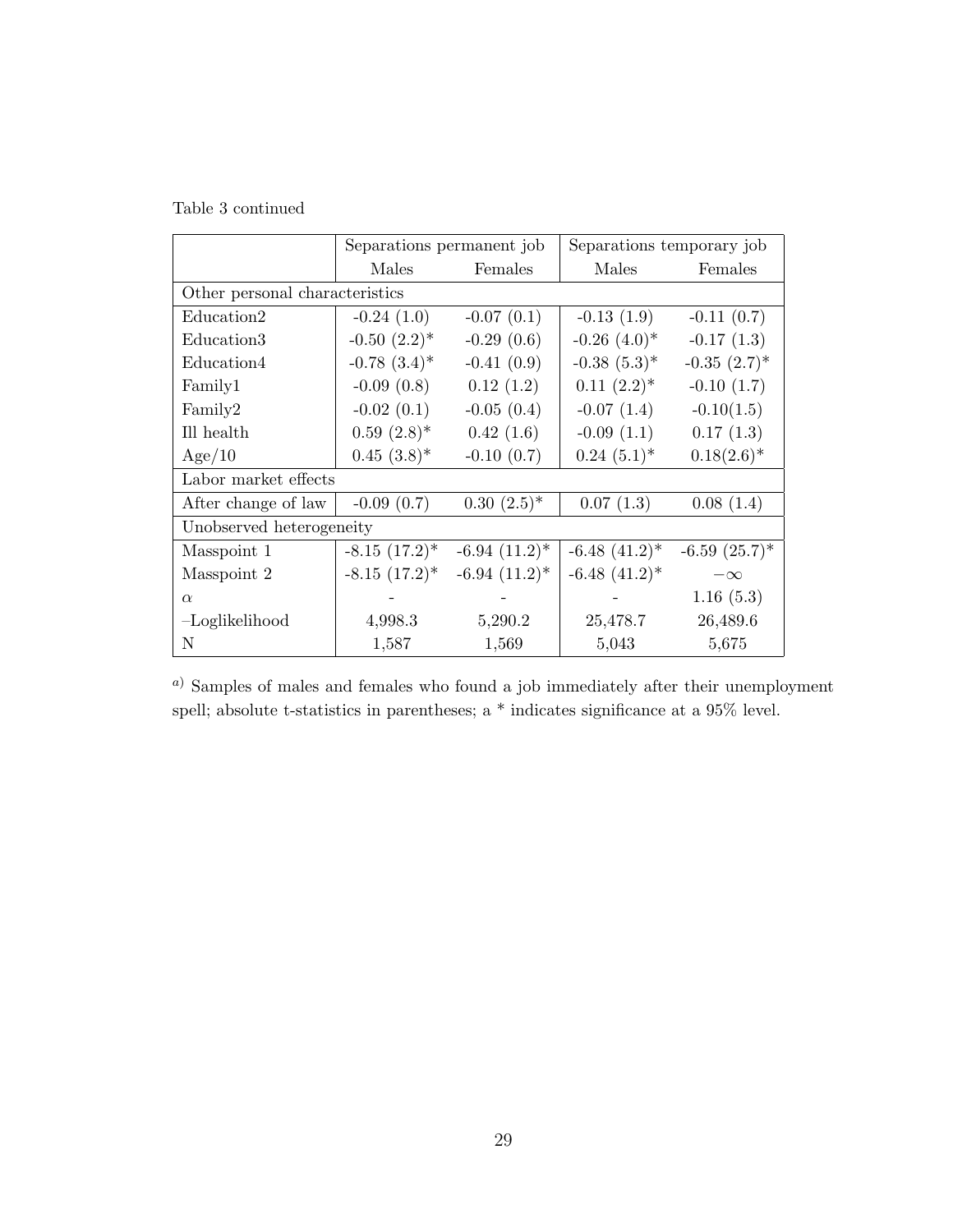Table 3 continued

| | Separations permanent job | | Separations temporary job | |
|---|---|---|---|---|
| | Males | Females | Males | Females |
| Other personal characteristics | | | | |
| Education2 | -0.24 (1.0) | -0.07 (0.1) | -0.13 (1.9) | -0.11 (0.7) |
| Education3 | -0.50 (2.2)* | -0.29 (0.6) | -0.26 (4.0)* | -0.17 (1.3) |
| Education4 | -0.78 (3.4)* | -0.41 (0.9) | -0.38 (5.3)* | -0.35 (2.7)* |
| Family1 | -0.09 (0.8) | 0.12 (1.2) | 0.11 (2.2)* | -0.10 (1.7) |
| Family2 | -0.02 (0.1) | -0.05 (0.4) | -0.07 (1.4) | -0.10(1.5) |
| Ill health | 0.59 (2.8)* | 0.42 (1.6) | -0.09 (1.1) | 0.17 (1.3) |
| Age/10 | 0.45 (3.8)* | -0.10 (0.7) | 0.24 (5.1)* | 0.18(2.6)* |
| Labor market effects | | | | |
| After change of law | -0.09 (0.7) | 0.30 (2.5)* | 0.07 (1.3) | 0.08 (1.4) |
| Unobserved heterogeneity | | | | |
| Masspoint 1 | -8.15 (17.2)* | -6.94 (11.2)* | -6.48 (41.2)* | -6.59 (25.7)* |
| Masspoint 2 | -8.15 (17.2)* | -6.94 (11.2)* | -6.48 (41.2)* | $-\infty$ |
| $\alpha$ | - | - | - | 1.16 (5.3) |
| –Loglikelihood | 4,998.3 | 5,290.2 | 25,478.7 | 26,489.6 |
| N | 1,587 | 1,569 | 5,043 | 5,675 |

[a] Samples of males and females who found a job immediately after their unemployment spell; absolute t-statistics in parentheses; a * indicates significance at a 95% level.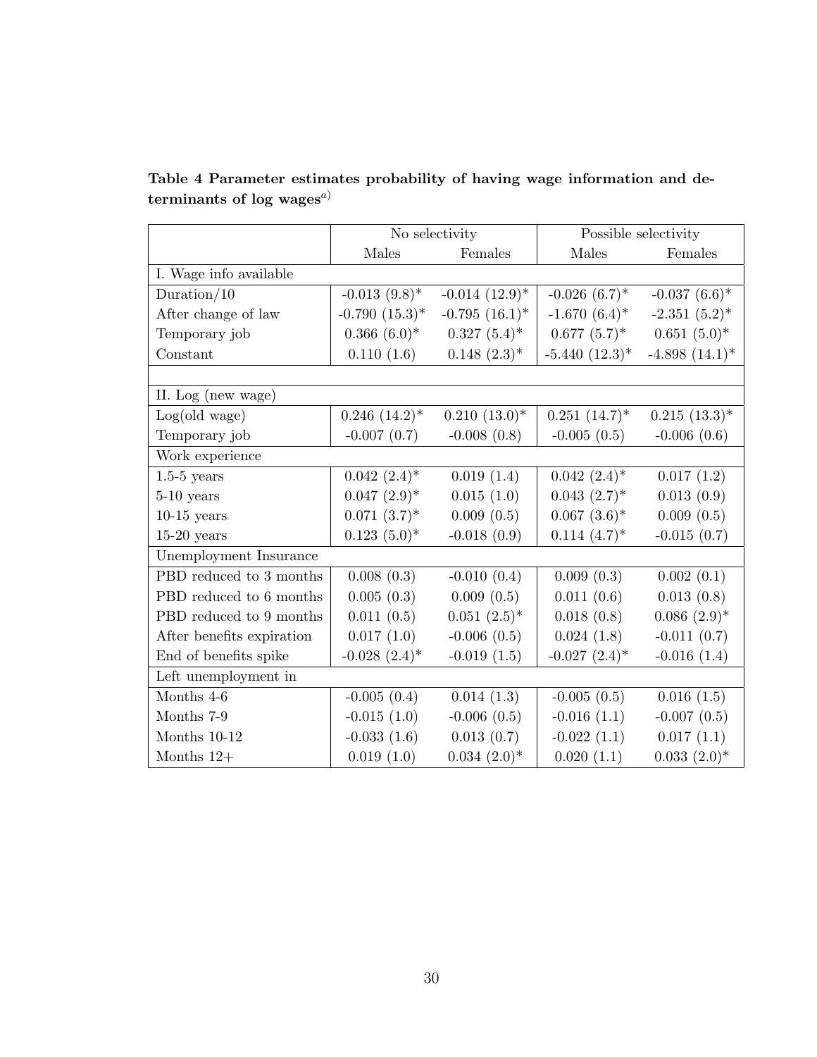**Table 4 Parameter estimates probability of having wage information and determinants of log wages**[a)]

| | No selectivity | | Possible selectivity | |
|---|---|---|---|---|
| | Males | Females | Males | Females |
| I. Wage info available | | | | |
| Duration/10 | -0.013 (9.8)* | -0.014 (12.9)* | -0.026 (6.7)* | -0.037 (6.6)* |
| After change of law | -0.790 (15.3)* | -0.795 (16.1)* | -1.670 (6.4)* | -2.351 (5.2)* |
| Temporary job | 0.366 (6.0)* | 0.327 (5.4)* | 0.677 (5.7)* | 0.651 (5.0)* |
| Constant | 0.110 (1.6) | 0.148 (2.3)* | -5.440 (12.3)* | -4.898 (14.1)* |
| | | | | |
| II. Log (new wage) | | | | |
| Log(old wage) | 0.246 (14.2)* | 0.210 (13.0)* | 0.251 (14.7)* | 0.215 (13.3)* |
| Temporary job | -0.007 (0.7) | -0.008 (0.8) | -0.005 (0.5) | -0.006 (0.6) |
| Work experience | | | | |
| 1.5-5 years | 0.042 (2.4)* | 0.019 (1.4) | 0.042 (2.4)* | 0.017 (1.2) |
| 5-10 years | 0.047 (2.9)* | 0.015 (1.0) | 0.043 (2.7)* | 0.013 (0.9) |
| 10-15 years | 0.071 (3.7)* | 0.009 (0.5) | 0.067 (3.6)* | 0.009 (0.5) |
| 15-20 years | 0.123 (5.0)* | -0.018 (0.9) | 0.114 (4.7)* | -0.015 (0.7) |
| Unemployment Insurance | | | | |
| PBD reduced to 3 months | 0.008 (0.3) | -0.010 (0.4) | 0.009 (0.3) | 0.002 (0.1) |
| PBD reduced to 6 months | 0.005 (0.3) | 0.009 (0.5) | 0.011 (0.6) | 0.013 (0.8) |
| PBD reduced to 9 months | 0.011 (0.5) | 0.051 (2.5)* | 0.018 (0.8) | 0.086 (2.9)* |
| After benefits expiration | 0.017 (1.0) | -0.006 (0.5) | 0.024 (1.8) | -0.011 (0.7) |
| End of benefits spike | -0.028 (2.4)* | -0.019 (1.5) | -0.027 (2.4)* | -0.016 (1.4) |
| Left unemployment in | | | | |
| Months 4-6 | -0.005 (0.4) | 0.014 (1.3) | -0.005 (0.5) | 0.016 (1.5) |
| Months 7-9 | -0.015 (1.0) | -0.006 (0.5) | -0.016 (1.1) | -0.007 (0.5) |
| Months 10-12 | -0.033 (1.6) | 0.013 (0.7) | -0.022 (1.1) | 0.017 (1.1) |
| Months 12+ | 0.019 (1.0) | 0.034 (2.0)* | 0.020 (1.1) | 0.033 (2.0)* |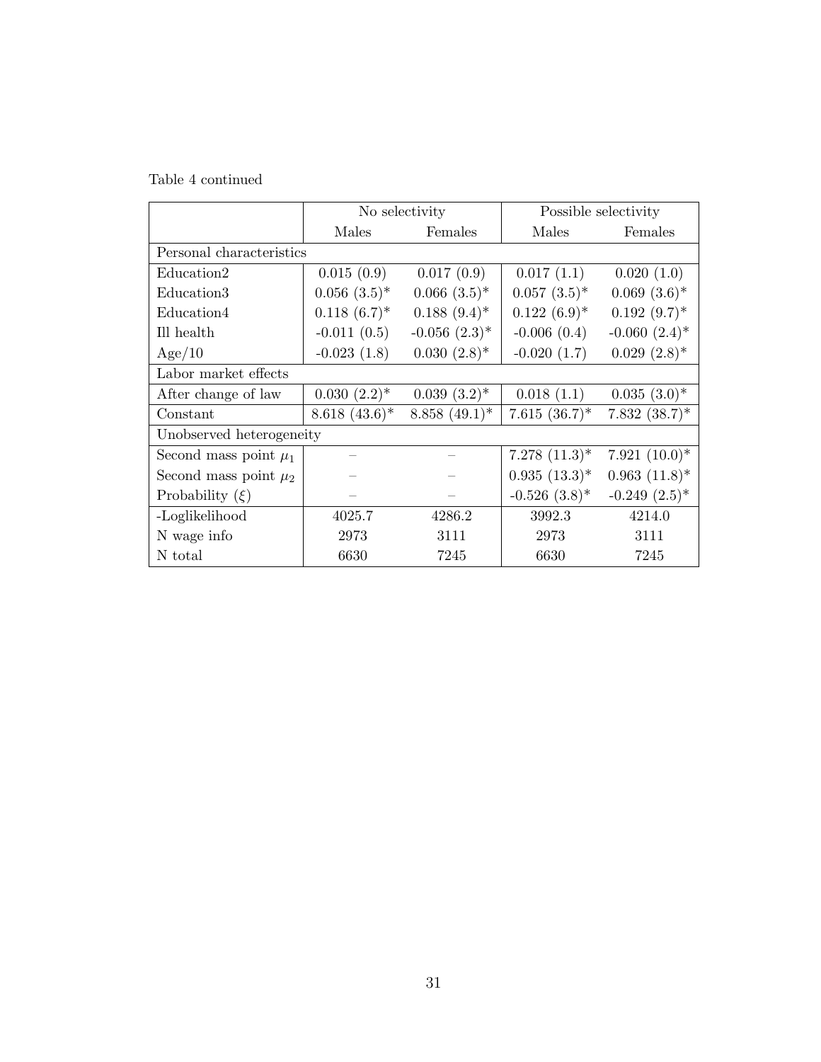Table 4 continued

| | No selectivity | | Possible selectivity | |
|---|---|---|---|---|
| | Males | Females | Males | Females |
| Personal characteristics | | | | |
| Education2 | 0.015 (0.9) | 0.017 (0.9) | 0.017 (1.1) | 0.020 (1.0) |
| Education3 | 0.056 (3.5)* | 0.066 (3.5)* | 0.057 (3.5)* | 0.069 (3.6)* |
| Education4 | 0.118 (6.7)* | 0.188 (9.4)* | 0.122 (6.9)* | 0.192 (9.7)* |
| Ill health | -0.011 (0.5) | -0.056 (2.3)* | -0.006 (0.4) | -0.060 (2.4)* |
| Age/10 | -0.023 (1.8) | 0.030 (2.8)* | -0.020 (1.7) | 0.029 (2.8)* |
| Labor market effects | | | | |
| After change of law | 0.030 (2.2)* | 0.039 (3.2)* | 0.018 (1.1) | 0.035 (3.0)* |
| Constant | 8.618 (43.6)* | 8.858 (49.1)* | 7.615 (36.7)* | 7.832 (38.7)* |
| Unobserved heterogeneity | | | | |
| Second mass point $\mu_1$ | – | – | 7.278 (11.3)* | 7.921 (10.0)* |
| Second mass point $\mu_2$ | – | – | 0.935 (13.3)* | 0.963 (11.8)* |
| Probability ($\xi$) | – | – | -0.526 (3.8)* | -0.249 (2.5)* |
| -Loglikelihood | 4025.7 | 4286.2 | 3992.3 | 4214.0 |
| N wage info | 2973 | 3111 | 2973 | 3111 |
| N total | 6630 | 7245 | 6630 | 7245 |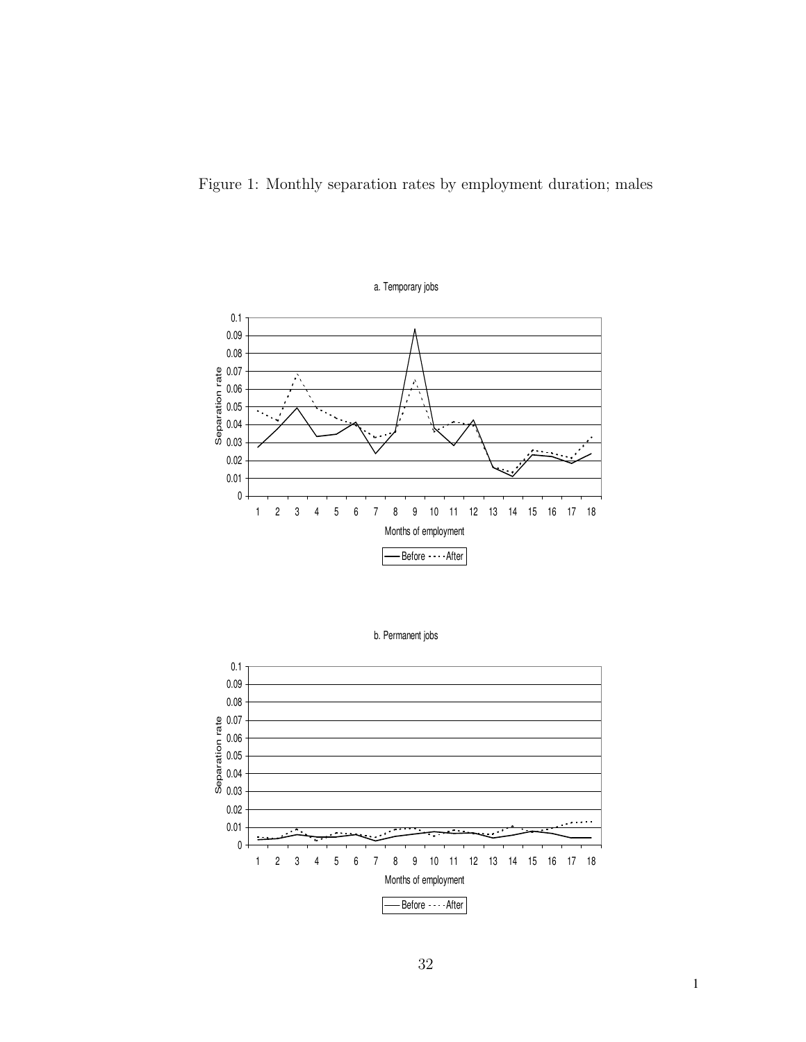Figure 1: Monthly separation rates by employment duration; males

a. Temporary jobs

b. Permanent jobs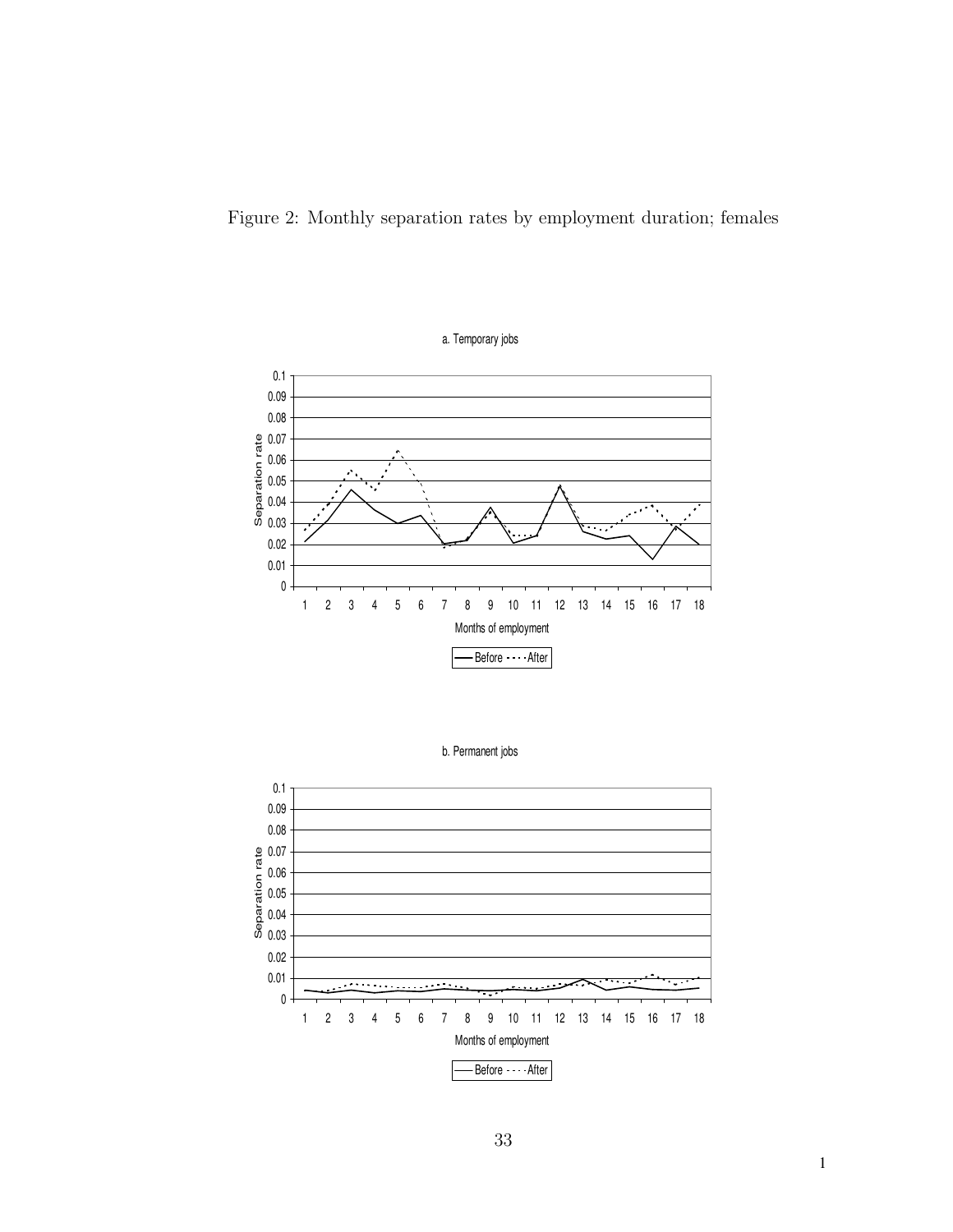Figure 2: Monthly separation rates by employment duration; females

a. Temporary jobs

Separation rate

0.1
0.09
0.08
0.07
0.06
0.05
0.04
0.03
0.02
0.01
0

1 2 3 4 5 6 7 8 9 10 11 12 13 14 15 16 17 18

Months of employment

Before After

b. Permanent jobs

Separation rate

0.1
0.09
0.08
0.07
0.06
0.05
0.04
0.03
0.02
0.01
0

1 2 3 4 5 6 7 8 9 10 11 12 13 14 15 16 17 18

Months of employment

Before After